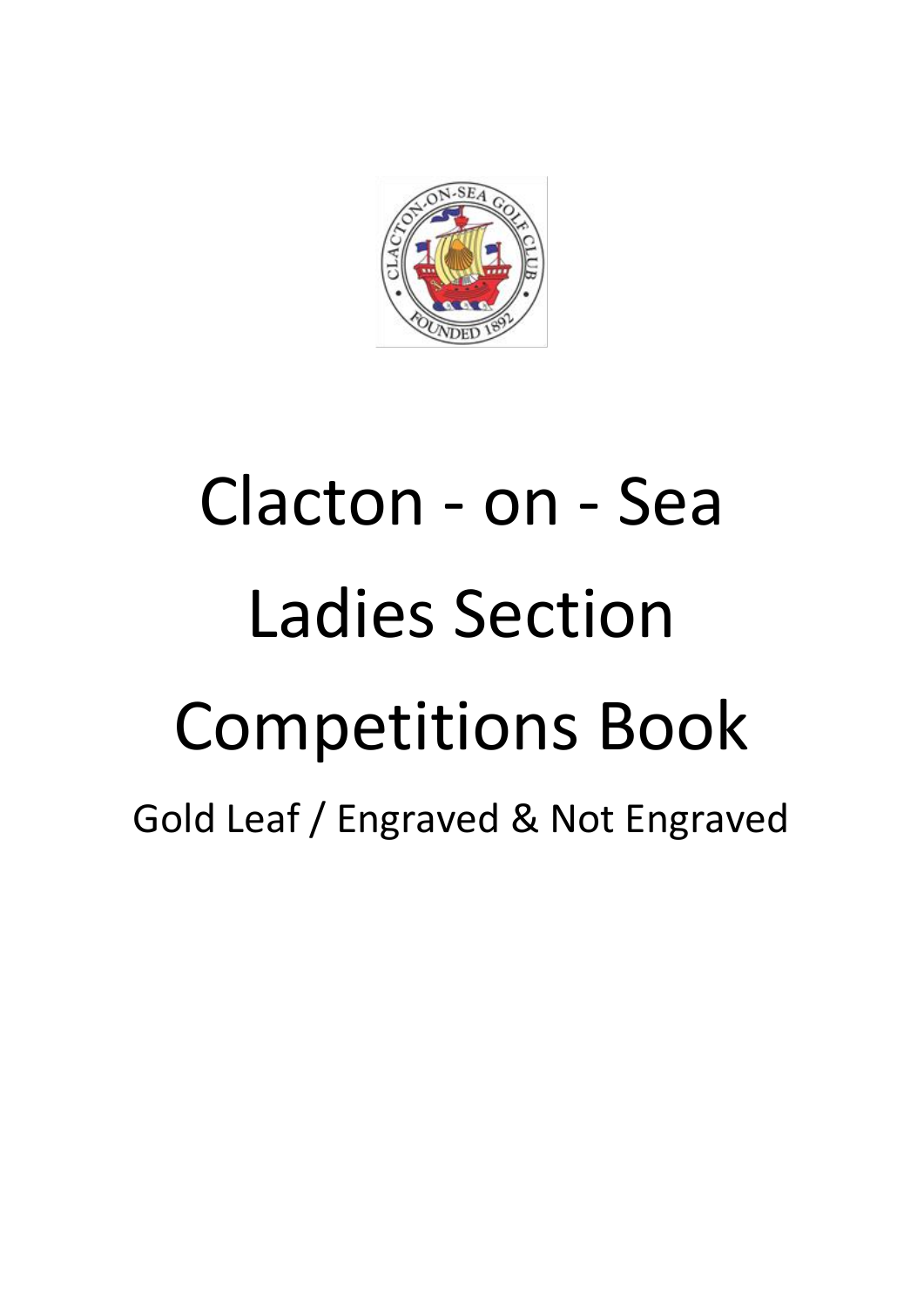# Clacton - on - Sea

# Ladies Section

# Competitions Book

Gold Leaf / Engraved & Not Engraved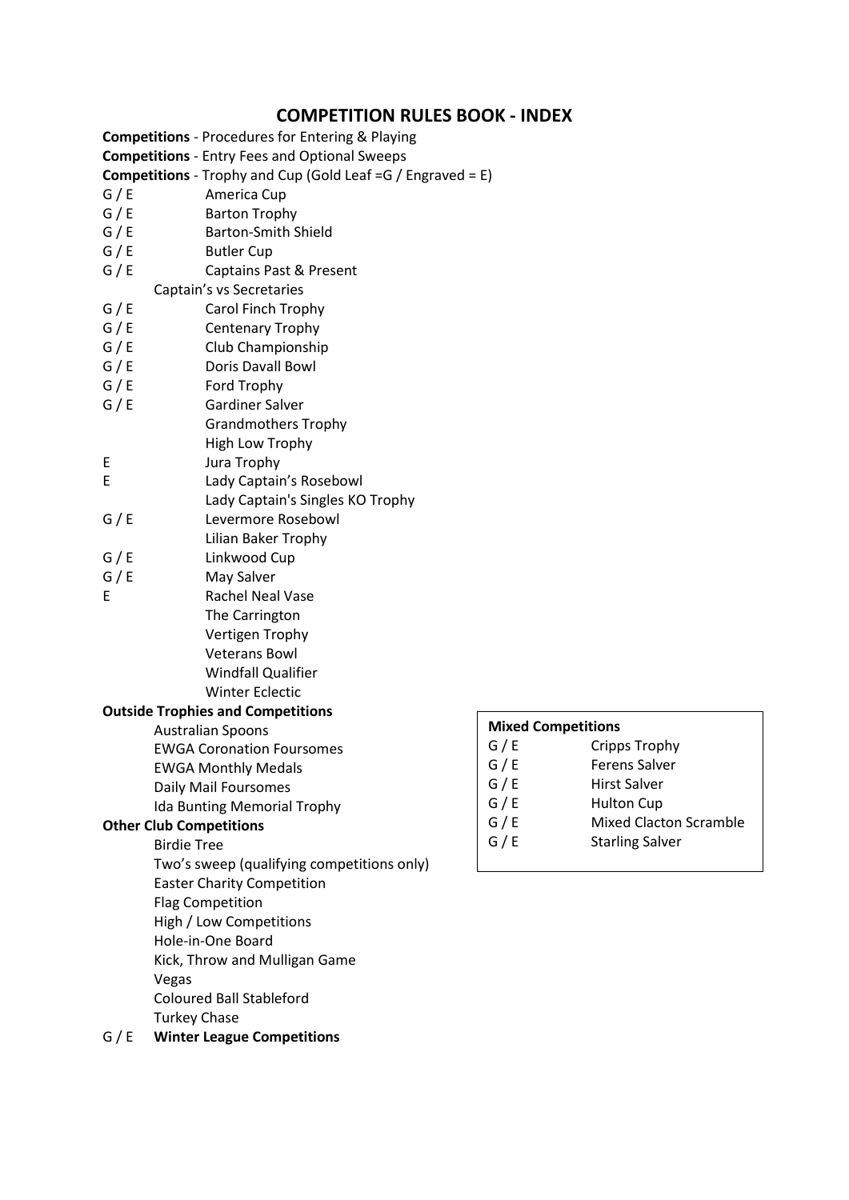# COMPETITION RULES BOOK - INDEX

**Competitions** - Procedures for Entering & Playing

**Competitions** - Entry Fees and Optional Sweeps

**Competitions** - Trophy and Cup (Gold Leaf =G / Engraved = E)

| | |
|---|---|
| G / E | America Cup |
| G / E | Barton Trophy |
| G / E | Barton-Smith Shield |
| G / E | Butler Cup |
| G / E | Captains Past & Present |
| | Captain's vs Secretaries |
| G / E | Carol Finch Trophy |
| G / E | Centenary Trophy |
| G / E | Club Championship |
| G / E | Doris Davall Bowl |
| G / E | Ford Trophy |
| G / E | Gardiner Salver |
| | Grandmothers Trophy |
| | High Low Trophy |
| E | Jura Trophy |
| E | Lady Captain's Rosebowl |
| | Lady Captain's Singles KO Trophy |
| G / E | Levermore Rosebowl |
| | Lilian Baker Trophy |
| G / E | Linkwood Cup |
| G / E | May Salver |
| E | Rachel Neal Vase |
| | The Carrington |
| | Vertigen Trophy |
| | Veterans Bowl |
| | Windfall Qualifier |
| | Winter Eclectic |

**Outside Trophies and Competitions**

- Australian Spoons
- EWGA Coronation Foursomes
- EWGA Monthly Medals
- Daily Mail Foursomes
- Ida Bunting Memorial Trophy

**Other Club Competitions**

- Birdie Tree
- Two's sweep (qualifying competitions only)
- Easter Charity Competition
- Flag Competition
- High / Low Competitions
- Hole-in-One Board
- Kick, Throw and Mulligan Game
- Vegas
- Coloured Ball Stableford
- Turkey Chase

G / E **Winter League Competitions**

**Mixed Competitions**

| | |
|---|---|
| G / E | Cripps Trophy |
| G / E | Ferens Salver |
| G / E | Hirst Salver |
| G / E | Hulton Cup |
| G / E | Mixed Clacton Scramble |
| G / E | Starling Salver |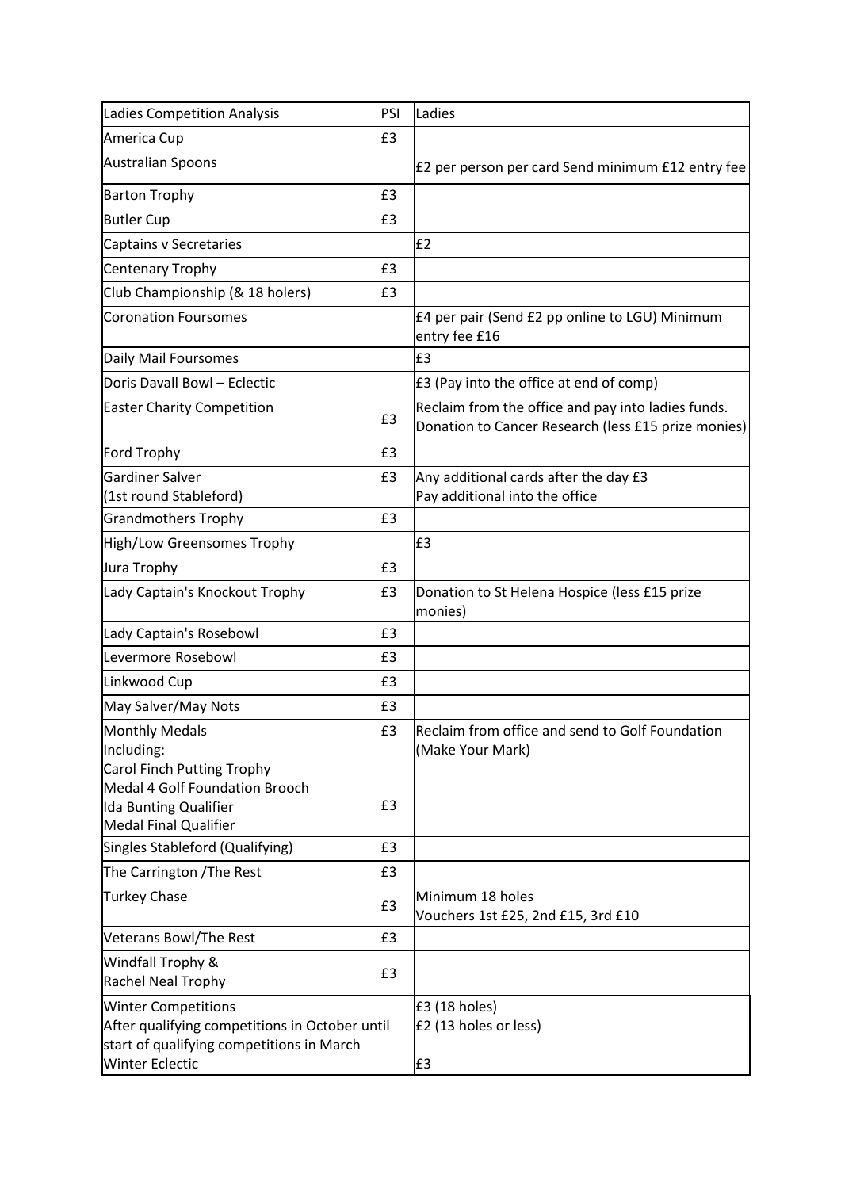| Ladies Competition Analysis | PSI | Ladies |
|---|---|---|
| America Cup | £3 | |
| Australian Spoons | | £2 per person per card Send minimum £12 entry fee |
| Barton Trophy | £3 | |
| Butler Cup | £3 | |
| Captains v Secretaries | | £2 |
| Centenary Trophy | £3 | |
| Club Championship (& 18 holers) | £3 | |
| Coronation Foursomes | | £4 per pair (Send £2 pp online to LGU) Minimum entry fee £16 |
| Daily Mail Foursomes | | £3 |
| Doris Davall Bowl – Eclectic | | £3 (Pay into the office at end of comp) |
| Easter Charity Competition | £3 | Reclaim from the office and pay into ladies funds. Donation to Cancer Research (less £15 prize monies) |
| Ford Trophy | £3 | |
| Gardiner Salver (1st round Stableford) | £3 | Any additional cards after the day £3 Pay additional into the office |
| Grandmothers Trophy | £3 | |
| High/Low Greensomes Trophy | | £3 |
| Jura Trophy | £3 | |
| Lady Captain's Knockout Trophy | £3 | Donation to St Helena Hospice (less £15 prize monies) |
| Lady Captain's Rosebowl | £3 | |
| Levermore Rosebowl | £3 | |
| Linkwood Cup | £3 | |
| May Salver/May Nots | £3 | |
| Monthly Medals Including: Carol Finch Putting Trophy Medal 4 Golf Foundation Brooch Ida Bunting Qualifier Medal Final Qualifier | £3 £3 | Reclaim from office and send to Golf Foundation (Make Your Mark) |
| Singles Stableford (Qualifying) | £3 | |
| The Carrington /The Rest | £3 | |
| Turkey Chase | £3 | Minimum 18 holes Vouchers 1st £25, 2nd £15, 3rd £10 |
| Veterans Bowl/The Rest | £3 | |
| Windfall Trophy & Rachel Neal Trophy | £3 | |
| Winter Competitions After qualifying competitions in October until start of qualifying competitions in March Winter Eclectic | | £3 (18 holes) £2 (13 holes or less) £3 |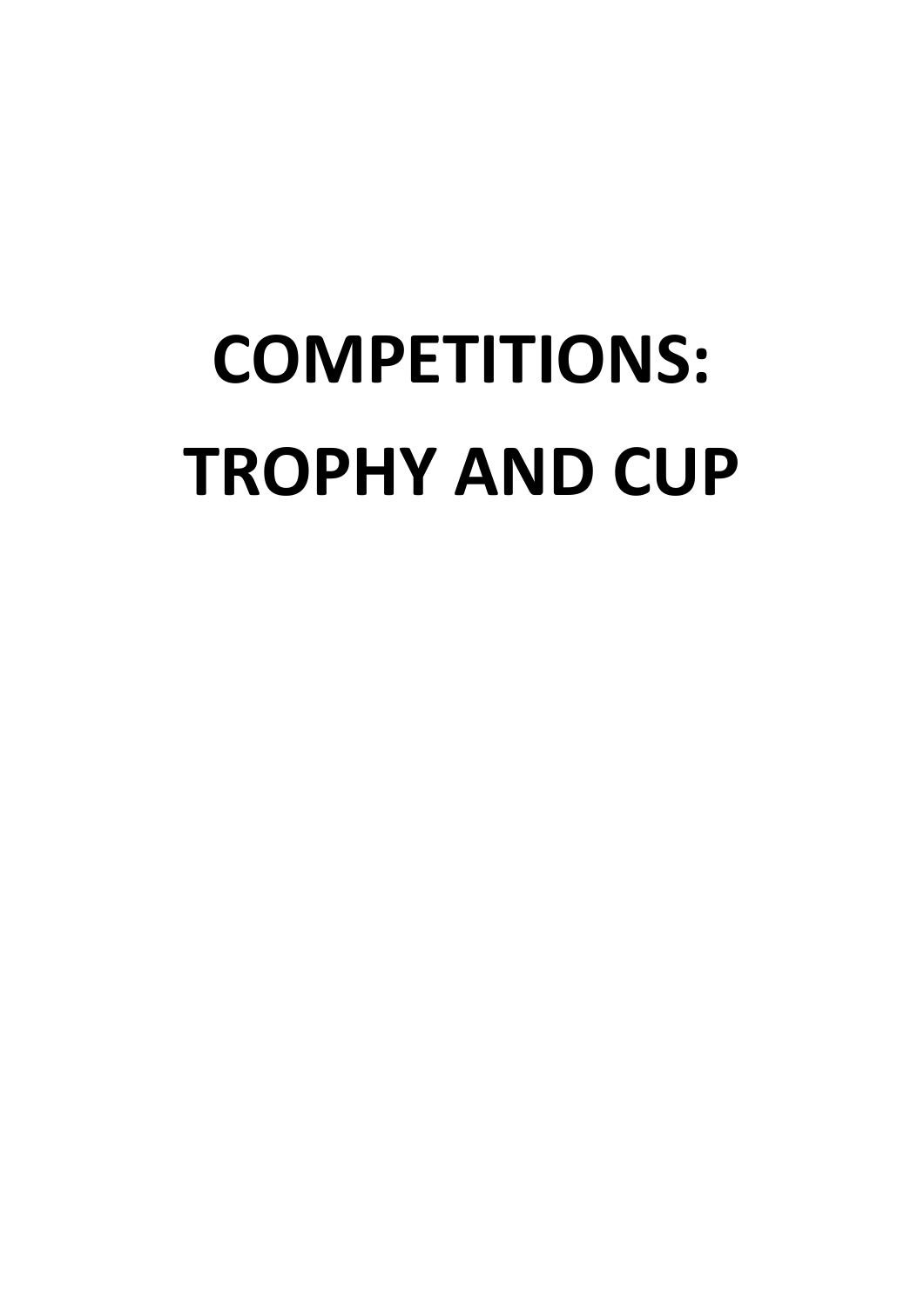# COMPETITIONS:
# TROPHY AND CUP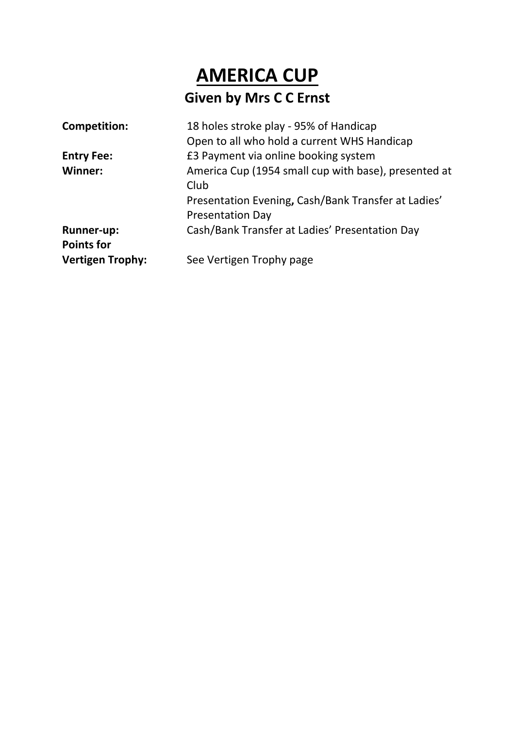# AMERICA CUP

## Given by Mrs C C Ernst

**Competition:** 18 holes stroke play - 95% of Handicap
Open to all who hold a current WHS Handicap

**Entry Fee:** £3 Payment via online booking system

**Winner:** America Cup (1954 small cup with base), presented at Club Presentation Evening**,** Cash/Bank Transfer at Ladies' Presentation Day

**Runner-up:** Cash/Bank Transfer at Ladies' Presentation Day

**Points for Vertigen Trophy:** See Vertigen Trophy page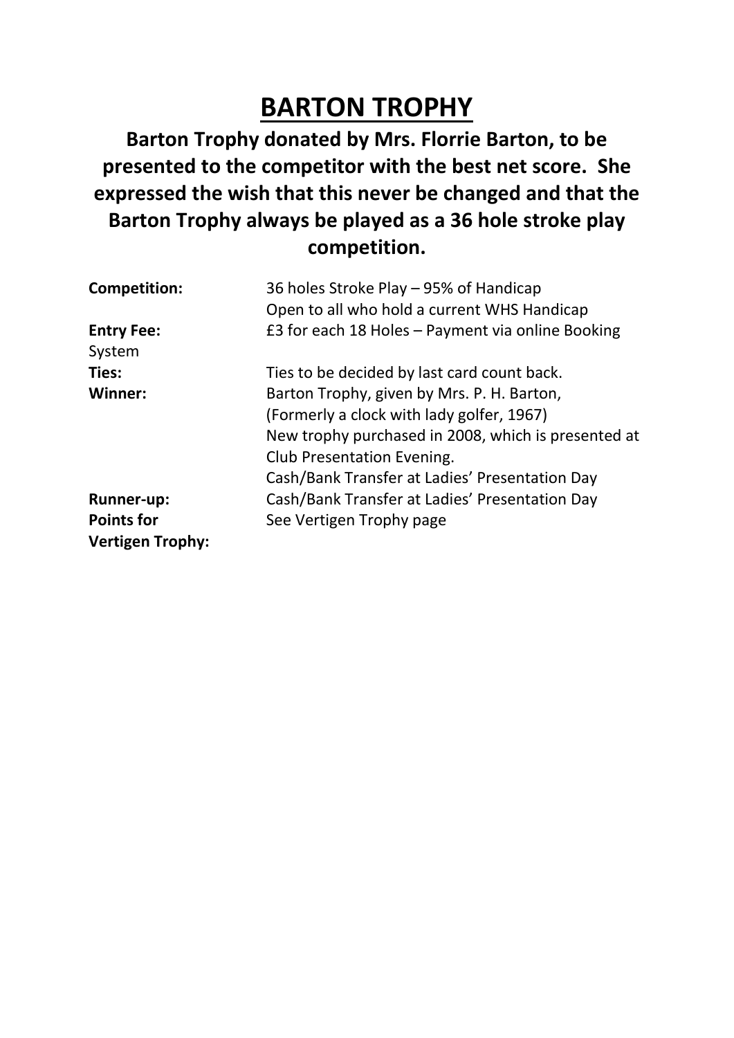# BARTON TROPHY

**Barton Trophy donated by Mrs. Florrie Barton, to be presented to the competitor with the best net score. She expressed the wish that this never be changed and that the Barton Trophy always be played as a 36 hole stroke play competition.**

| | |
|---|---|
| **Competition:** | 36 holes Stroke Play – 95% of Handicap<br>Open to all who hold a current WHS Handicap |
| **Entry Fee:** | £3 for each 18 Holes – Payment via online Booking System |
| **Ties:** | Ties to be decided by last card count back. |
| **Winner:** | Barton Trophy, given by Mrs. P. H. Barton,<br>(Formerly a clock with lady golfer, 1967)<br>New trophy purchased in 2008, which is presented at Club Presentation Evening.<br>Cash/Bank Transfer at Ladies' Presentation Day |
| **Runner-up:** | Cash/Bank Transfer at Ladies' Presentation Day |
| **Points for Vertigen Trophy:** | See Vertigen Trophy page |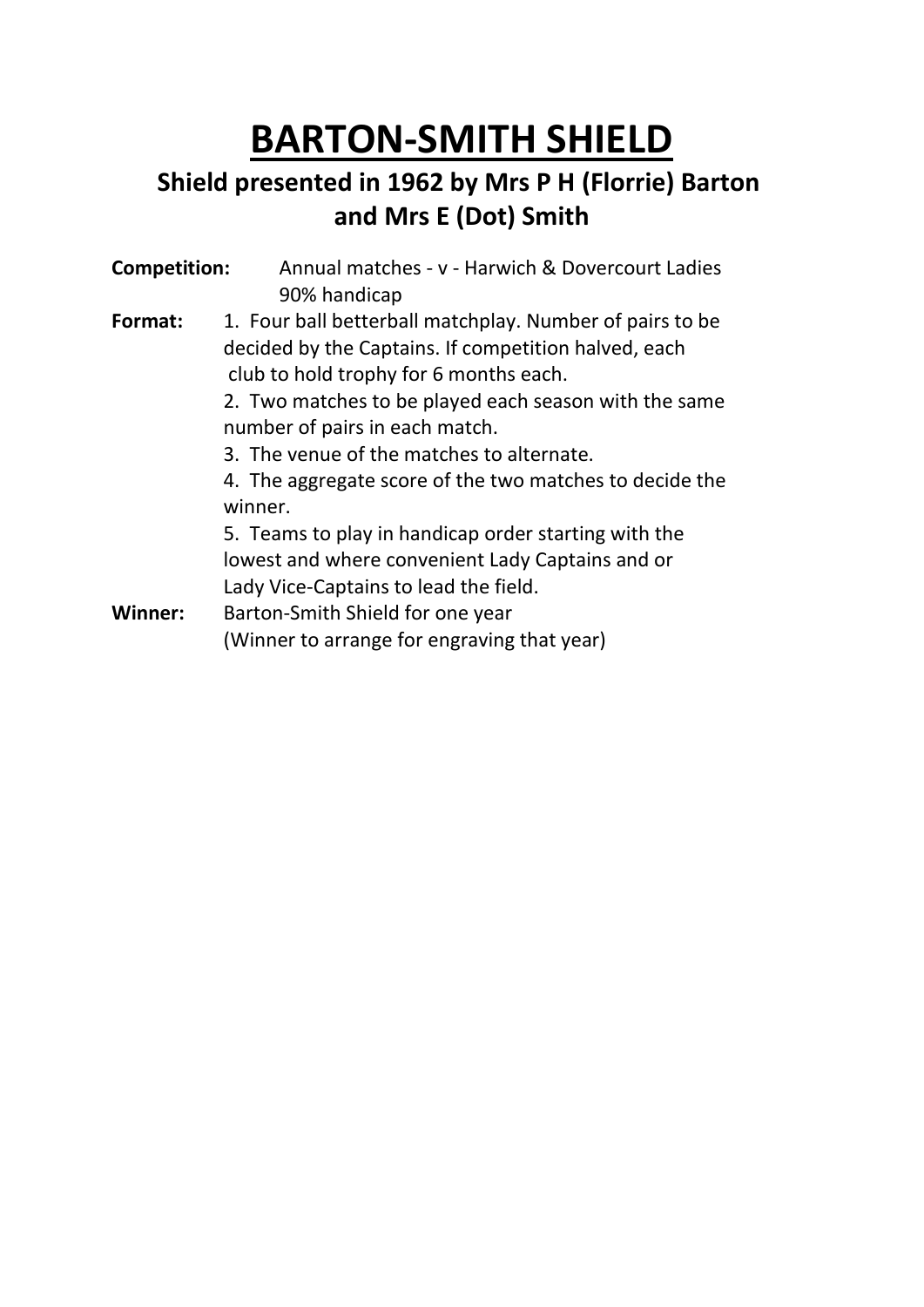# BARTON-SMITH SHIELD

## Shield presented in 1962 by Mrs P H (Florrie) Barton and Mrs E (Dot) Smith

**Competition:** Annual matches - v - Harwich & Dovercourt Ladies
90% handicap

**Format:**

1. Four ball betterball matchplay. Number of pairs to be decided by the Captains. If competition halved, each club to hold trophy for 6 months each.
2. Two matches to be played each season with the same number of pairs in each match.
3. The venue of the matches to alternate.
4. The aggregate score of the two matches to decide the winner.
5. Teams to play in handicap order starting with the lowest and where convenient Lady Captains and or Lady Vice-Captains to lead the field.

**Winner:** Barton-Smith Shield for one year
(Winner to arrange for engraving that year)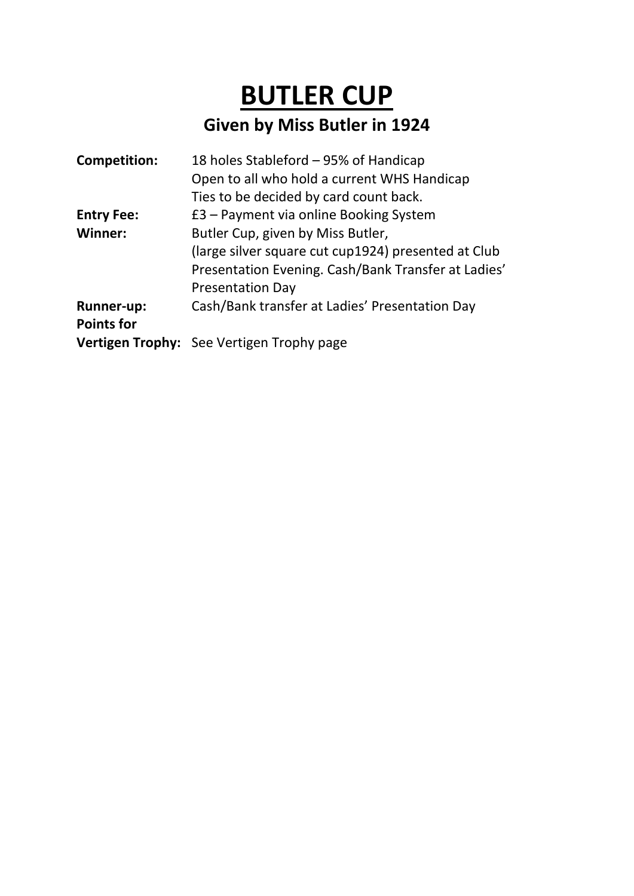# BUTLER CUP

## Given by Miss Butler in 1924

**Competition:** 18 holes Stableford – 95% of Handicap
Open to all who hold a current WHS Handicap
Ties to be decided by card count back.

**Entry Fee:** £3 – Payment via online Booking System

**Winner:** Butler Cup, given by Miss Butler,
(large silver square cut cup1924) presented at Club Presentation Evening. Cash/Bank Transfer at Ladies' Presentation Day

**Runner-up:** Cash/Bank transfer at Ladies' Presentation Day

**Points for Vertigen Trophy:** See Vertigen Trophy page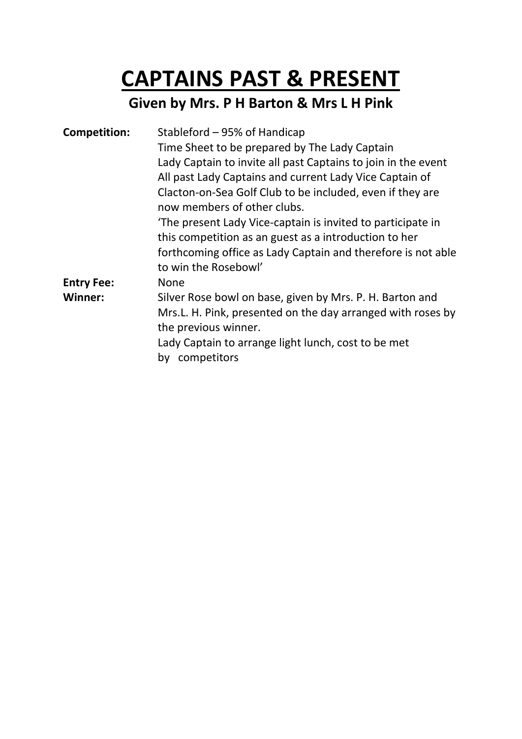# CAPTAINS PAST & PRESENT

## Given by Mrs. P H Barton & Mrs L H Pink

**Competition:** Stableford – 95% of Handicap
Time Sheet to be prepared by The Lady Captain
Lady Captain to invite all past Captains to join in the event
All past Lady Captains and current Lady Vice Captain of Clacton-on-Sea Golf Club to be included, even if they are now members of other clubs.
'The present Lady Vice-captain is invited to participate in this competition as an guest as a introduction to her forthcoming office as Lady Captain and therefore is not able to win the Rosebowl'

**Entry Fee:** None

**Winner:** Silver Rose bowl on base, given by Mrs. P. H. Barton and Mrs.L. H. Pink, presented on the day arranged with roses by the previous winner.
Lady Captain to arrange light lunch, cost to be met by competitors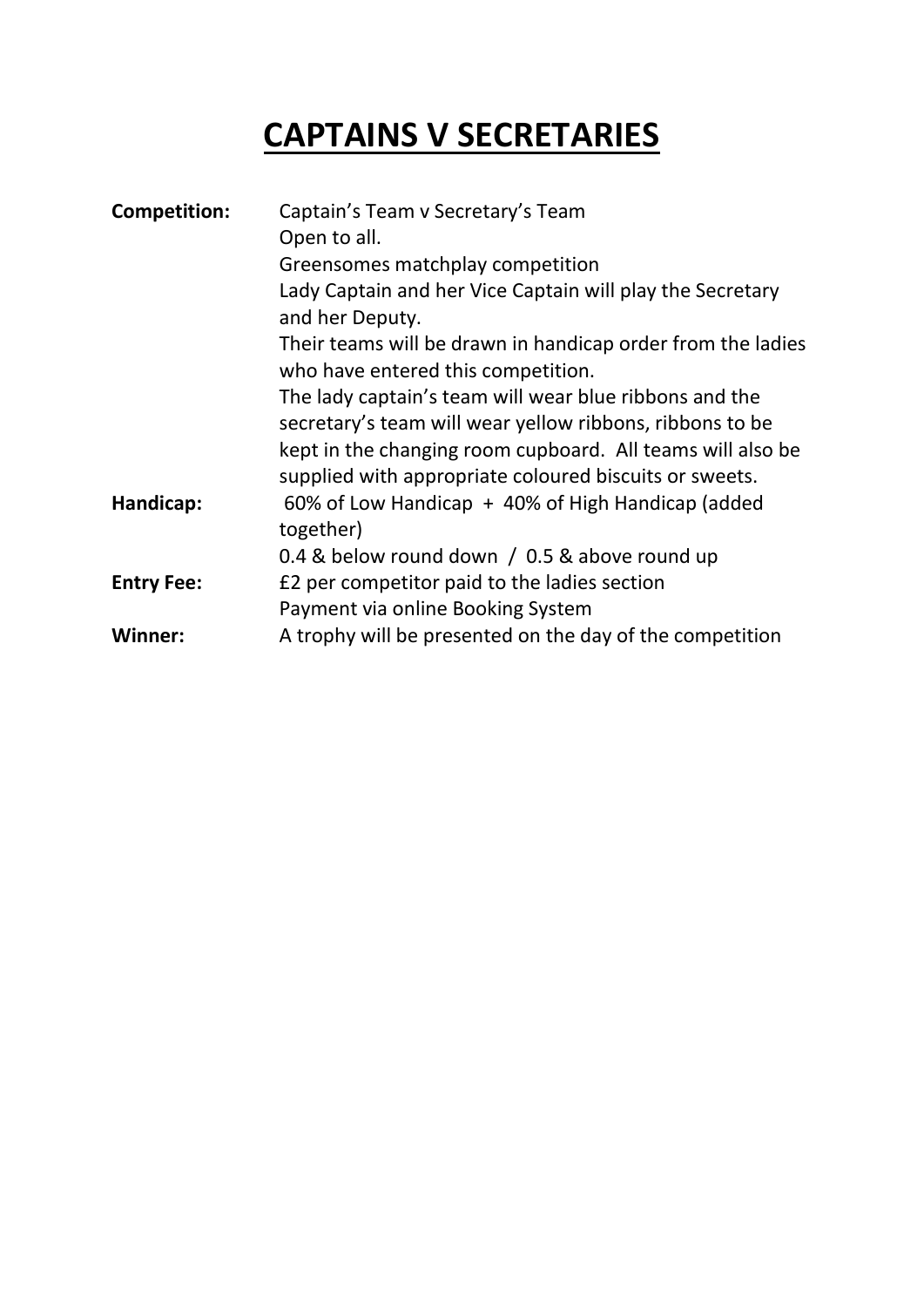# CAPTAINS V SECRETARIES

| | |
|---|---|
| **Competition:** | Captain's Team v Secretary's Team<br>Open to all.<br>Greensomes matchplay competition<br>Lady Captain and her Vice Captain will play the Secretary and her Deputy.<br>Their teams will be drawn in handicap order from the ladies who have entered this competition.<br>The lady captain's team will wear blue ribbons and the secretary's team will wear yellow ribbons, ribbons to be kept in the changing room cupboard. All teams will also be supplied with appropriate coloured biscuits or sweets. |
| **Handicap:** | 60% of Low Handicap + 40% of High Handicap (added together)<br>0.4 & below round down / 0.5 & above round up |
| **Entry Fee:** | £2 per competitor paid to the ladies section<br>Payment via online Booking System |
| **Winner:** | A trophy will be presented on the day of the competition |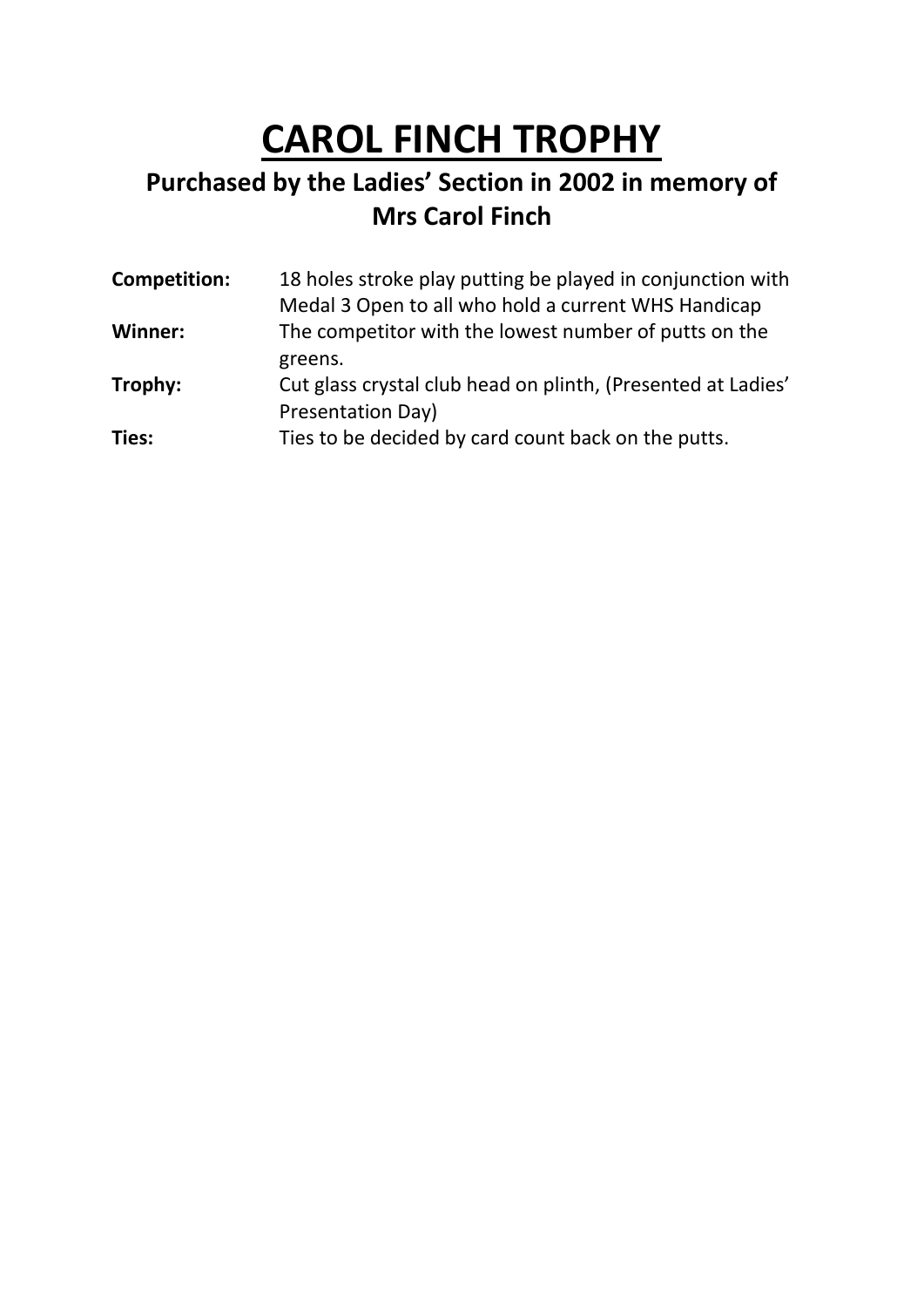# CAROL FINCH TROPHY

## Purchased by the Ladies' Section in 2002 in memory of Mrs Carol Finch

**Competition:** 18 holes stroke play putting be played in conjunction with Medal 3 Open to all who hold a current WHS Handicap

**Winner:** The competitor with the lowest number of putts on the greens.

**Trophy:** Cut glass crystal club head on plinth, (Presented at Ladies' Presentation Day)

**Ties:** Ties to be decided by card count back on the putts.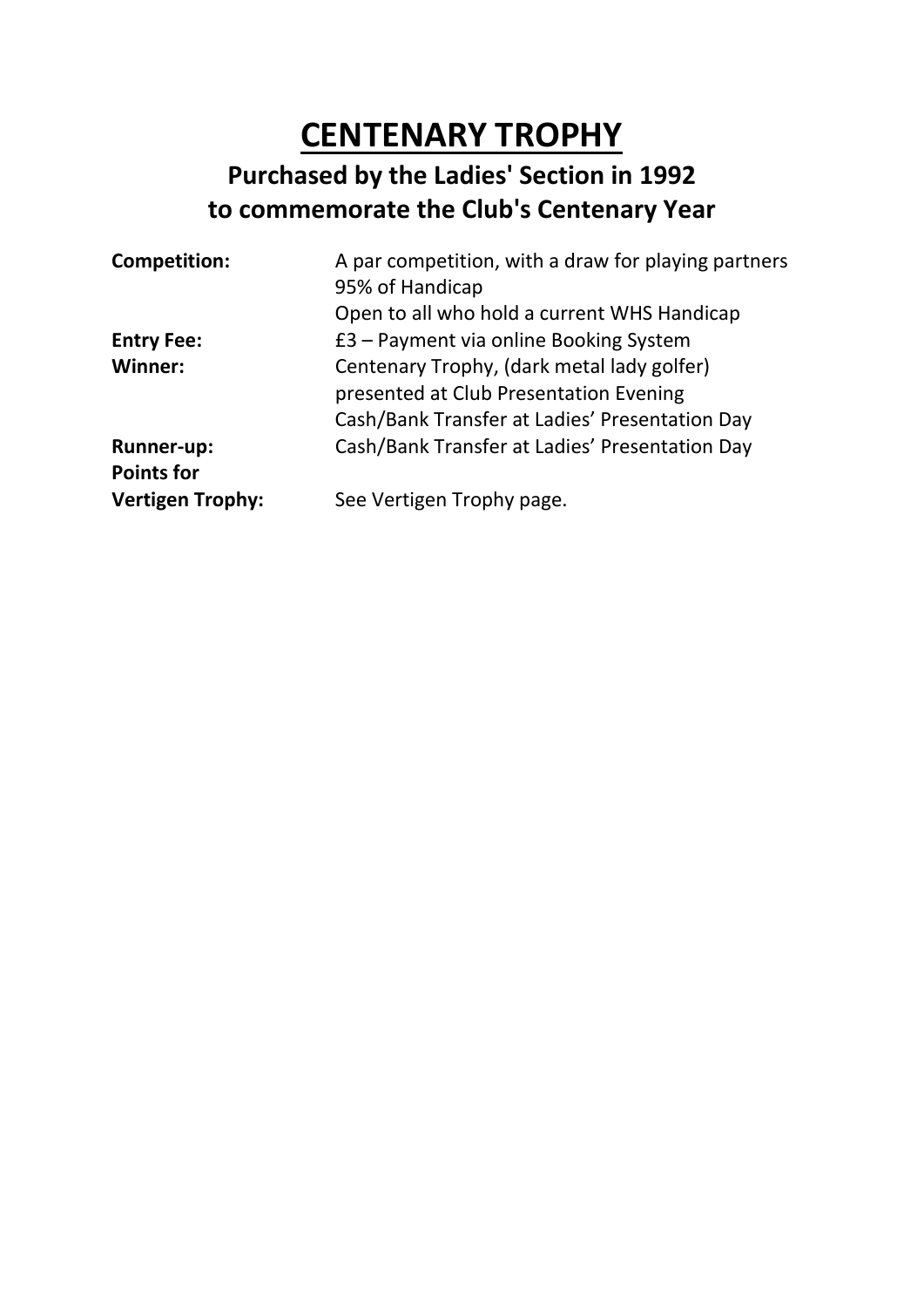# CENTENARY TROPHY

## Purchased by the Ladies' Section in 1992
## to commemorate the Club's Centenary Year

| | |
|---|---|
| **Competition:** | A par competition, with a draw for playing partners<br>95% of Handicap<br>Open to all who hold a current WHS Handicap |
| **Entry Fee:** | £3 – Payment via online Booking System |
| **Winner:** | Centenary Trophy, (dark metal lady golfer)<br>presented at Club Presentation Evening<br>Cash/Bank Transfer at Ladies' Presentation Day |
| **Runner-up:** | Cash/Bank Transfer at Ladies' Presentation Day |
| **Points for Vertigen Trophy:** | See Vertigen Trophy page. |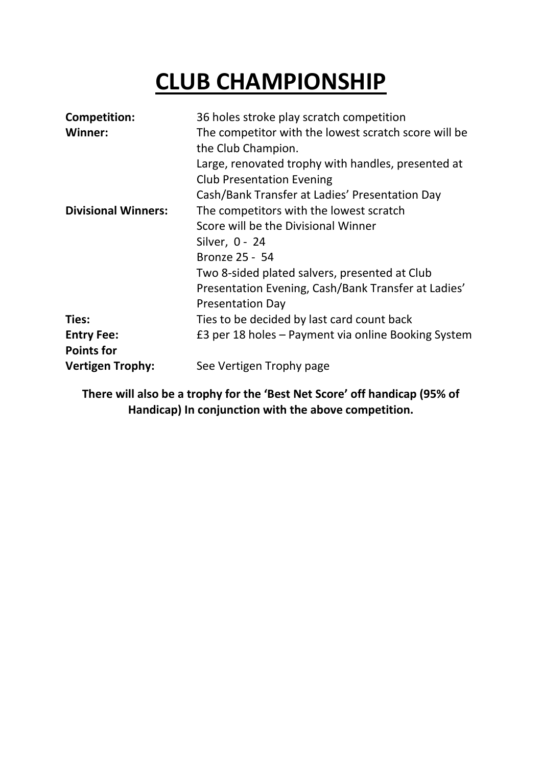# CLUB CHAMPIONSHIP

| | |
|---|---|
| **Competition:** | 36 holes stroke play scratch competition |
| **Winner:** | The competitor with the lowest scratch score will be the Club Champion.<br>Large, renovated trophy with handles, presented at Club Presentation Evening<br>Cash/Bank Transfer at Ladies' Presentation Day |
| **Divisional Winners:** | The competitors with the lowest scratch Score will be the Divisional Winner<br>Silver, 0 - 24<br>Bronze 25 - 54<br>Two 8-sided plated salvers, presented at Club Presentation Evening, Cash/Bank Transfer at Ladies' Presentation Day |
| **Ties:** | Ties to be decided by last card count back |
| **Entry Fee:** | £3 per 18 holes – Payment via online Booking System |
| **Points for Vertigen Trophy:** | See Vertigen Trophy page |

**There will also be a trophy for the 'Best Net Score' off handicap (95% of Handicap) In conjunction with the above competition.**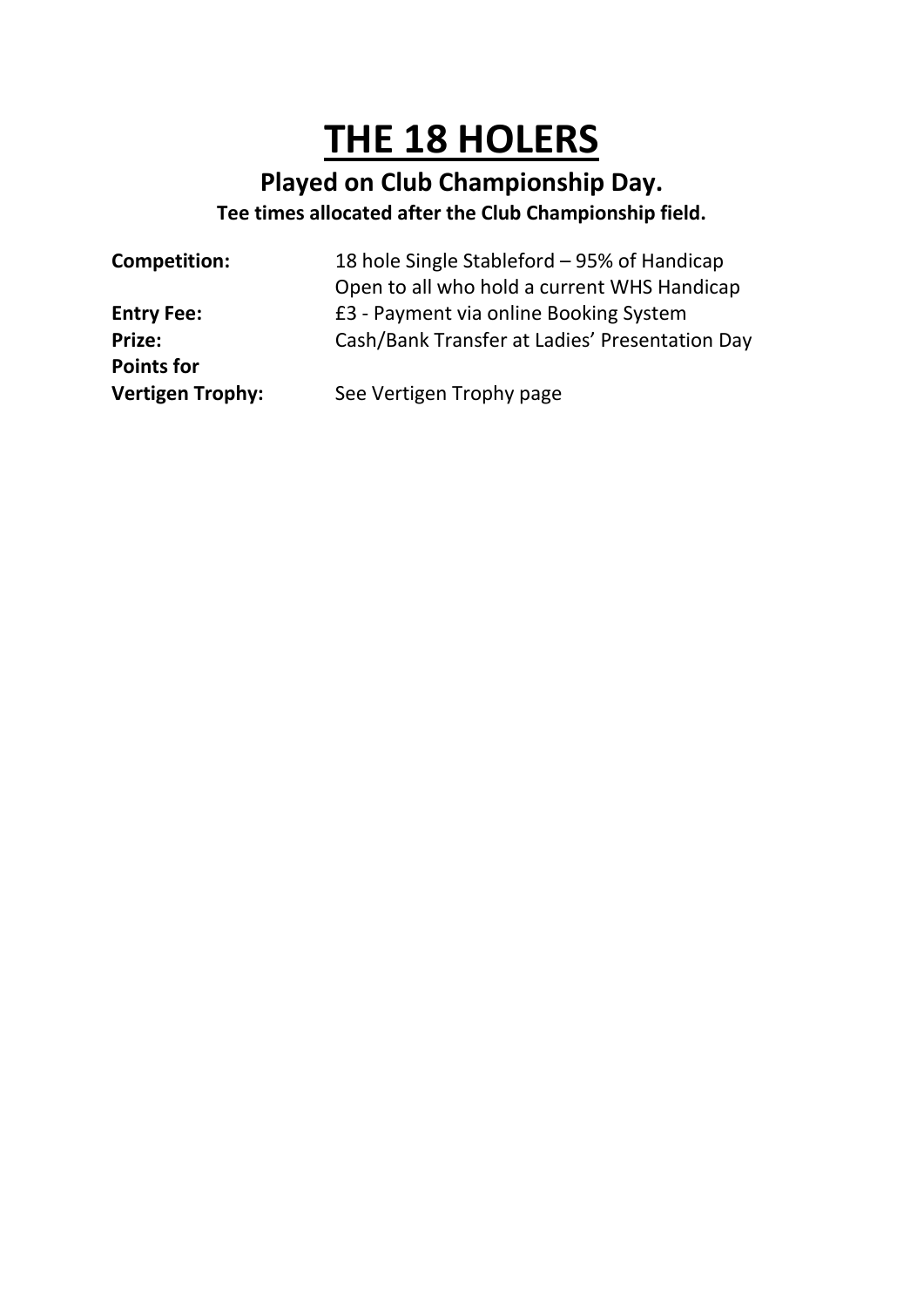# THE 18 HOLERS

## Played on Club Championship Day.

**Tee times allocated after the Club Championship field.**

| | |
|---|---|
| **Competition:** | 18 hole Single Stableford – 95% of Handicap<br>Open to all who hold a current WHS Handicap |
| **Entry Fee:** | £3 - Payment via online Booking System |
| **Prize:** | Cash/Bank Transfer at Ladies' Presentation Day |
| **Points for Vertigen Trophy:** | See Vertigen Trophy page |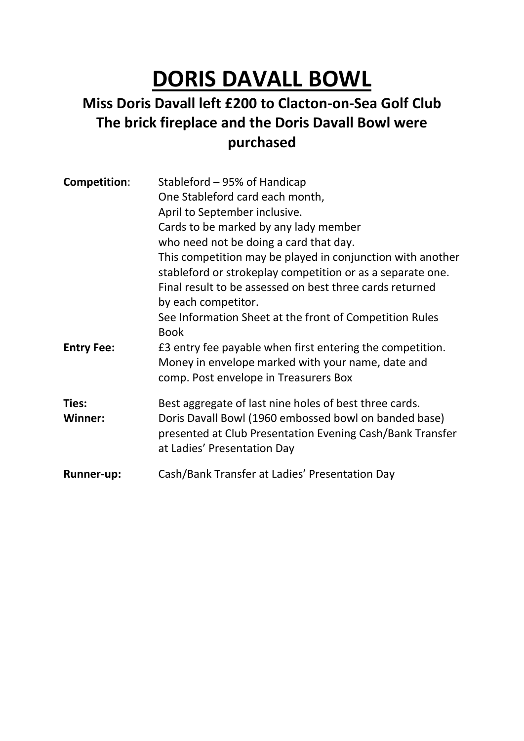# DORIS DAVALL BOWL

**Miss Doris Davall left £200 to Clacton-on-Sea Golf Club**
**The brick fireplace and the Doris Davall Bowl were purchased**

**Competition**: Stableford – 95% of Handicap
One Stableford card each month,
April to September inclusive.
Cards to be marked by any lady member
who need not be doing a card that day.
This competition may be played in conjunction with another stableford or strokeplay competition or as a separate one.
Final result to be assessed on best three cards returned by each competitor.
See Information Sheet at the front of Competition Rules Book

**Entry Fee:** £3 entry fee payable when first entering the competition.
Money in envelope marked with your name, date and comp. Post envelope in Treasurers Box

**Ties:** Best aggregate of last nine holes of best three cards.

**Winner:** Doris Davall Bowl (1960 embossed bowl on banded base) presented at Club Presentation Evening Cash/Bank Transfer at Ladies' Presentation Day

**Runner-up:** Cash/Bank Transfer at Ladies' Presentation Day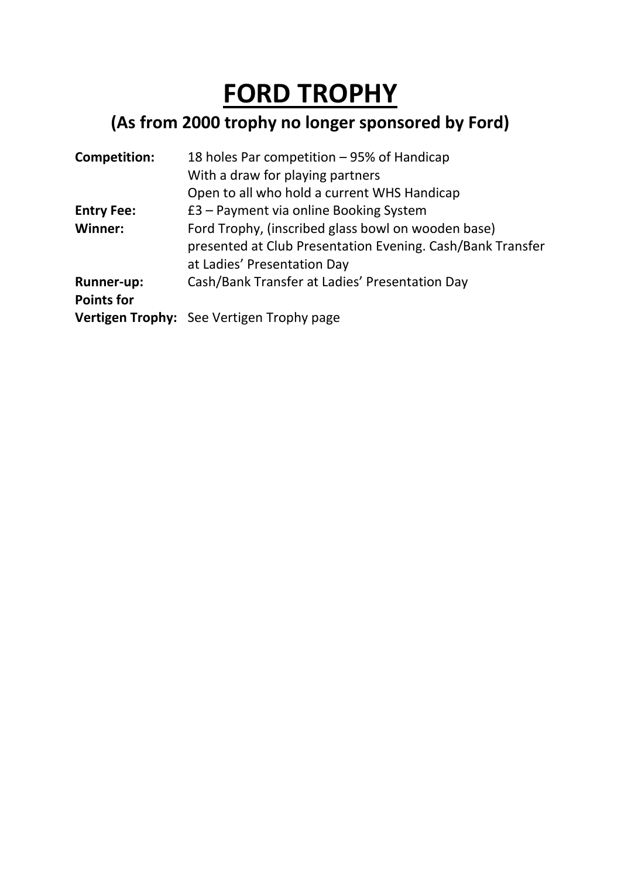# FORD TROPHY

## (As from 2000 trophy no longer sponsored by Ford)

**Competition:** 18 holes Par competition – 95% of Handicap
With a draw for playing partners
Open to all who hold a current WHS Handicap

**Entry Fee:** £3 – Payment via online Booking System

**Winner:** Ford Trophy, (inscribed glass bowl on wooden base) presented at Club Presentation Evening. Cash/Bank Transfer at Ladies' Presentation Day

**Runner-up:** Cash/Bank Transfer at Ladies' Presentation Day

**Points for Vertigen Trophy:** See Vertigen Trophy page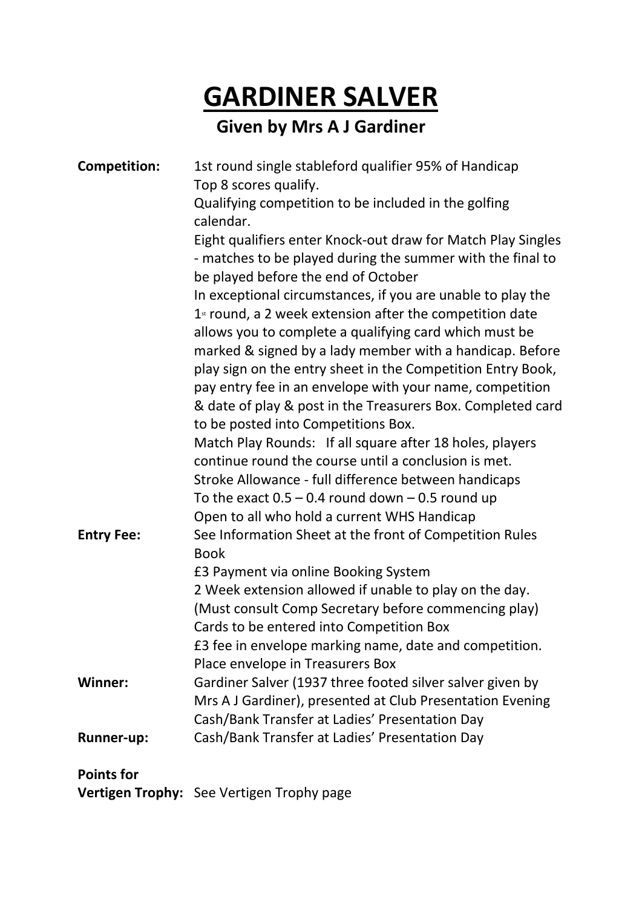# GARDINER SALVER

## Given by Mrs A J Gardiner

**Competition:** 1st round single stableford qualifier 95% of Handicap
Top 8 scores qualify.
Qualifying competition to be included in the golfing calendar.
Eight qualifiers enter Knock-out draw for Match Play Singles - matches to be played during the summer with the final to be played before the end of October
In exceptional circumstances, if you are unable to play the 1st round, a 2 week extension after the competition date allows you to complete a qualifying card which must be marked & signed by a lady member with a handicap. Before play sign on the entry sheet in the Competition Entry Book, pay entry fee in an envelope with your name, competition & date of play & post in the Treasurers Box. Completed card to be posted into Competitions Box.
Match Play Rounds: If all square after 18 holes, players continue round the course until a conclusion is met.
Stroke Allowance - full difference between handicaps
To the exact 0.5 – 0.4 round down – 0.5 round up
Open to all who hold a current WHS Handicap

**Entry Fee:** See Information Sheet at the front of Competition Rules Book
£3 Payment via online Booking System
2 Week extension allowed if unable to play on the day.
(Must consult Comp Secretary before commencing play)
Cards to be entered into Competition Box
£3 fee in envelope marking name, date and competition.
Place envelope in Treasurers Box

**Winner:** Gardiner Salver (1937 three footed silver salver given by Mrs A J Gardiner), presented at Club Presentation Evening
Cash/Bank Transfer at Ladies' Presentation Day

**Runner-up:** Cash/Bank Transfer at Ladies' Presentation Day

**Points for Vertigen Trophy:** See Vertigen Trophy page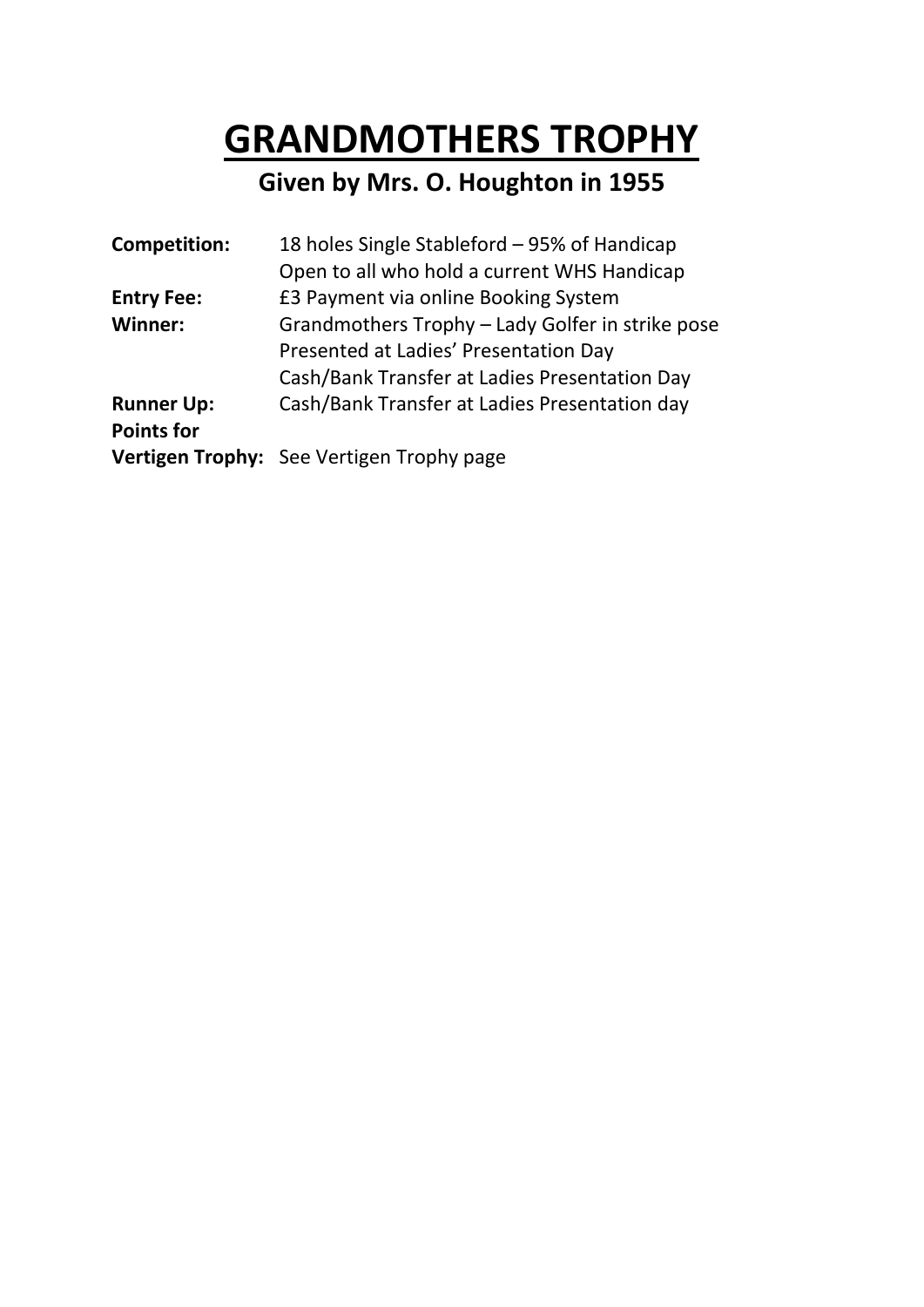# GRANDMOTHERS TROPHY

## Given by Mrs. O. Houghton in 1955

| | |
|---|---|
| **Competition:** | 18 holes Single Stableford – 95% of Handicap<br>Open to all who hold a current WHS Handicap |
| **Entry Fee:** | £3 Payment via online Booking System |
| **Winner:** | Grandmothers Trophy – Lady Golfer in strike pose<br>Presented at Ladies' Presentation Day<br>Cash/Bank Transfer at Ladies Presentation Day |
| **Runner Up:** | Cash/Bank Transfer at Ladies Presentation day |
| **Points for Vertigen Trophy:** | See Vertigen Trophy page |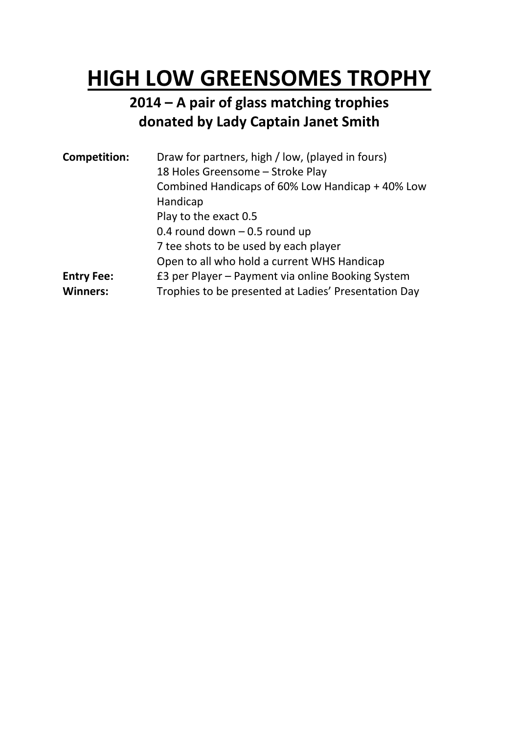# HIGH LOW GREENSOMES TROPHY

## 2014 – A pair of glass matching trophies donated by Lady Captain Janet Smith

**Competition:** Draw for partners, high / low, (played in fours)
18 Holes Greensome – Stroke Play
Combined Handicaps of 60% Low Handicap + 40% Low Handicap
Play to the exact 0.5
0.4 round down – 0.5 round up
7 tee shots to be used by each player
Open to all who hold a current WHS Handicap

**Entry Fee:** £3 per Player – Payment via online Booking System

**Winners:** Trophies to be presented at Ladies' Presentation Day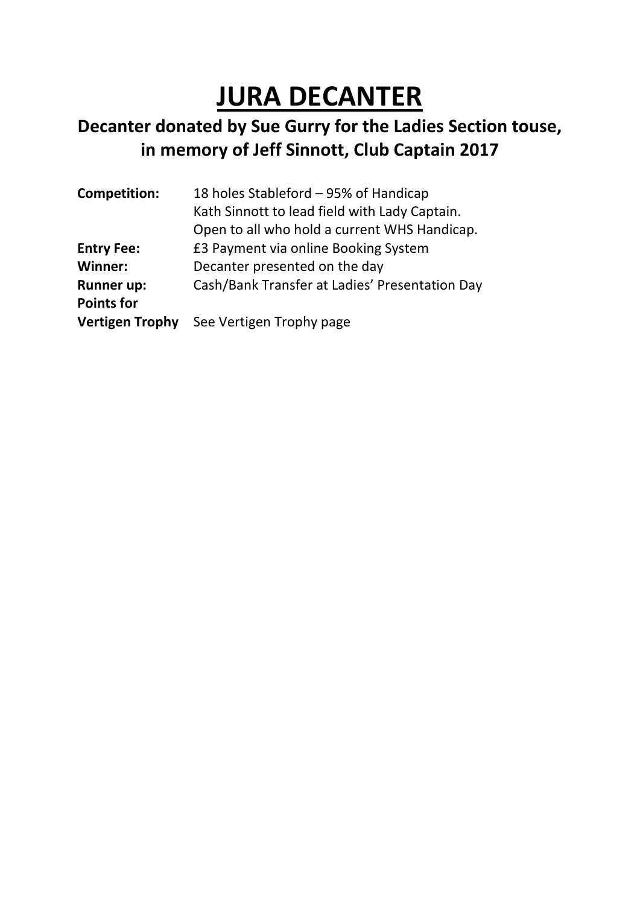# JURA DECANTER

## Decanter donated by Sue Gurry for the Ladies Section touse, in memory of Jeff Sinnott, Club Captain 2017

| | |
|---|---|
| **Competition:** | 18 holes Stableford – 95% of Handicap<br>Kath Sinnott to lead field with Lady Captain.<br>Open to all who hold a current WHS Handicap. |
| **Entry Fee:** | £3 Payment via online Booking System |
| **Winner:** | Decanter presented on the day |
| **Runner up:** | Cash/Bank Transfer at Ladies' Presentation Day |
| **Points for Vertigen Trophy** | See Vertigen Trophy page |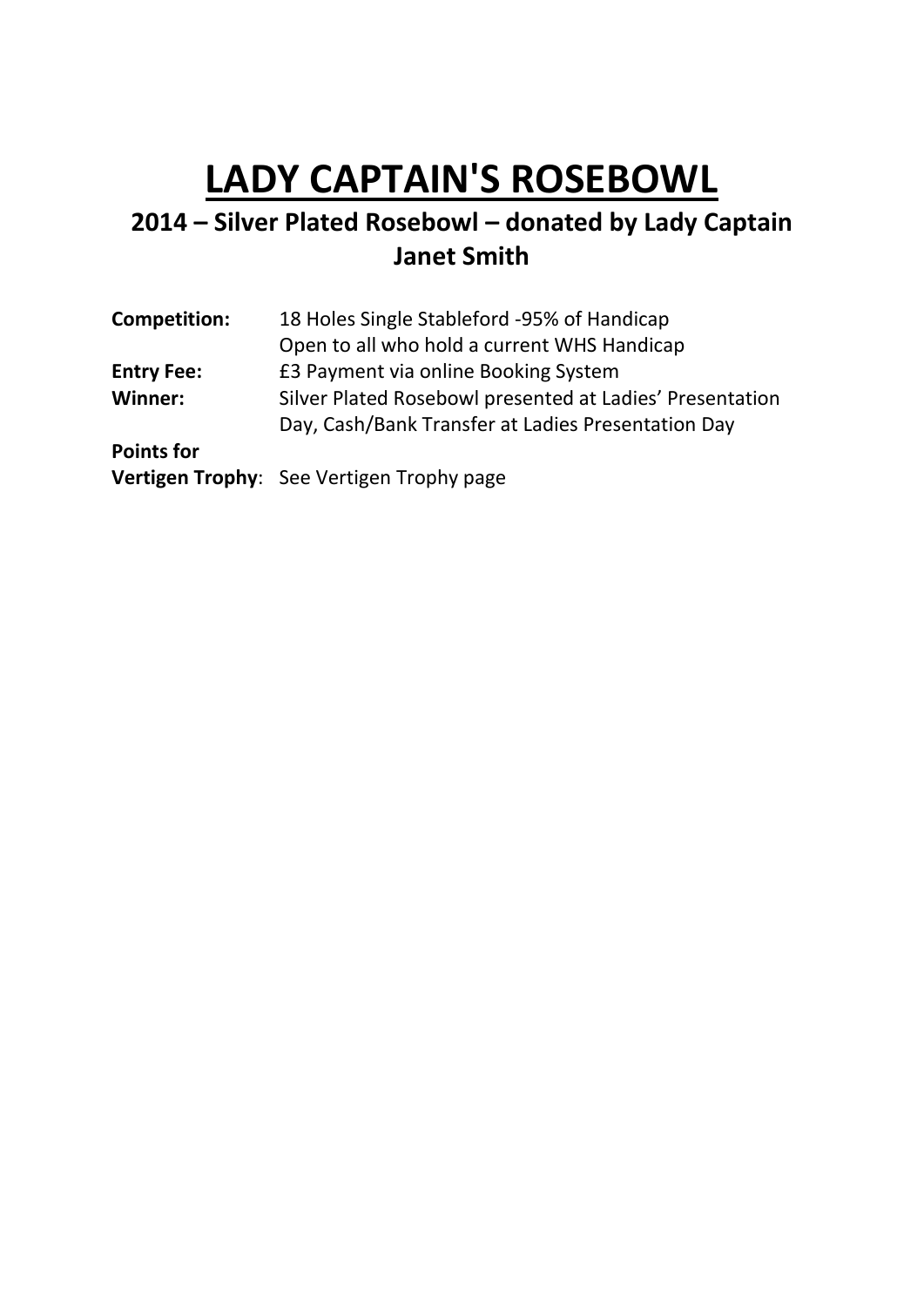# LADY CAPTAIN'S ROSEBOWL

## 2014 – Silver Plated Rosebowl – donated by Lady Captain Janet Smith

**Competition:** 18 Holes Single Stableford -95% of Handicap
Open to all who hold a current WHS Handicap

**Entry Fee:** £3 Payment via online Booking System

**Winner:** Silver Plated Rosebowl presented at Ladies' Presentation Day, Cash/Bank Transfer at Ladies Presentation Day

**Points for Vertigen Trophy**: See Vertigen Trophy page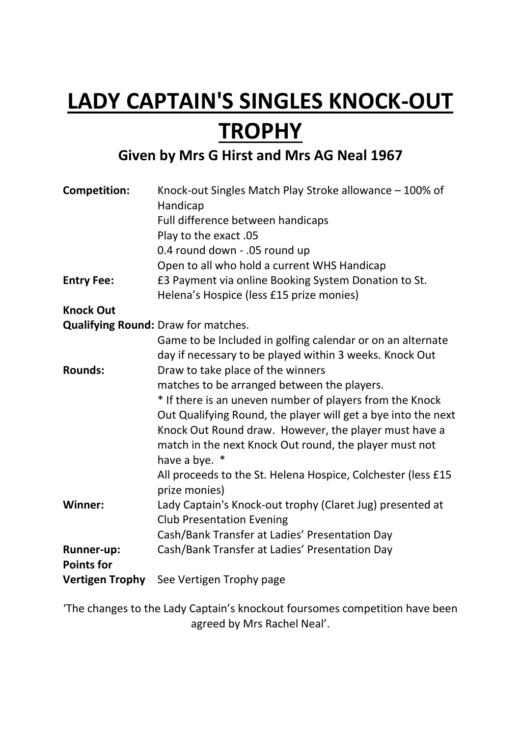# LADY CAPTAIN'S SINGLES KNOCK-OUT TROPHY

### Given by Mrs G Hirst and Mrs AG Neal 1967

**Competition:** Knock-out Singles Match Play Stroke allowance – 100% of Handicap
Full difference between handicaps
Play to the exact .05
0.4 round down - .05 round up
Open to all who hold a current WHS Handicap

**Entry Fee:** £3 Payment via online Booking System Donation to St. Helena's Hospice (less £15 prize monies)

**Knock Out Qualifying Round:** Draw for matches.
Game to be Included in golfing calendar or on an alternate day if necessary to be played within 3 weeks.

**Knock Out Rounds:** Draw to take place of the winners matches to be arranged between the players.
* If there is an uneven number of players from the Knock Out Qualifying Round, the player will get a bye into the next Knock Out Round draw. However, the player must have a match in the next Knock Out round, the player must not have a bye. *
All proceeds to the St. Helena Hospice, Colchester (less £15 prize monies)

**Winner:** Lady Captain's Knock-out trophy (Claret Jug) presented at Club Presentation Evening
Cash/Bank Transfer at Ladies' Presentation Day

**Runner-up:** Cash/Bank Transfer at Ladies' Presentation Day

**Points for Vertigen Trophy** See Vertigen Trophy page

'The changes to the Lady Captain's knockout foursomes competition have been agreed by Mrs Rachel Neal'.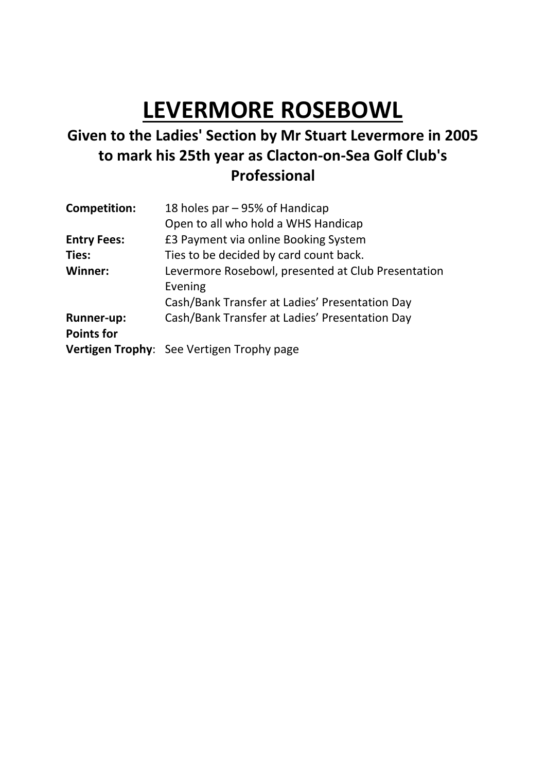# LEVERMORE ROSEBOWL

## Given to the Ladies' Section by Mr Stuart Levermore in 2005 to mark his 25th year as Clacton-on-Sea Golf Club's Professional

**Competition:** 18 holes par – 95% of Handicap
Open to all who hold a WHS Handicap

**Entry Fees:** £3 Payment via online Booking System

**Ties:** Ties to be decided by card count back.

**Winner:** Levermore Rosebowl, presented at Club Presentation Evening
Cash/Bank Transfer at Ladies' Presentation Day

**Runner-up:** Cash/Bank Transfer at Ladies' Presentation Day

**Points for Vertigen Trophy**: See Vertigen Trophy page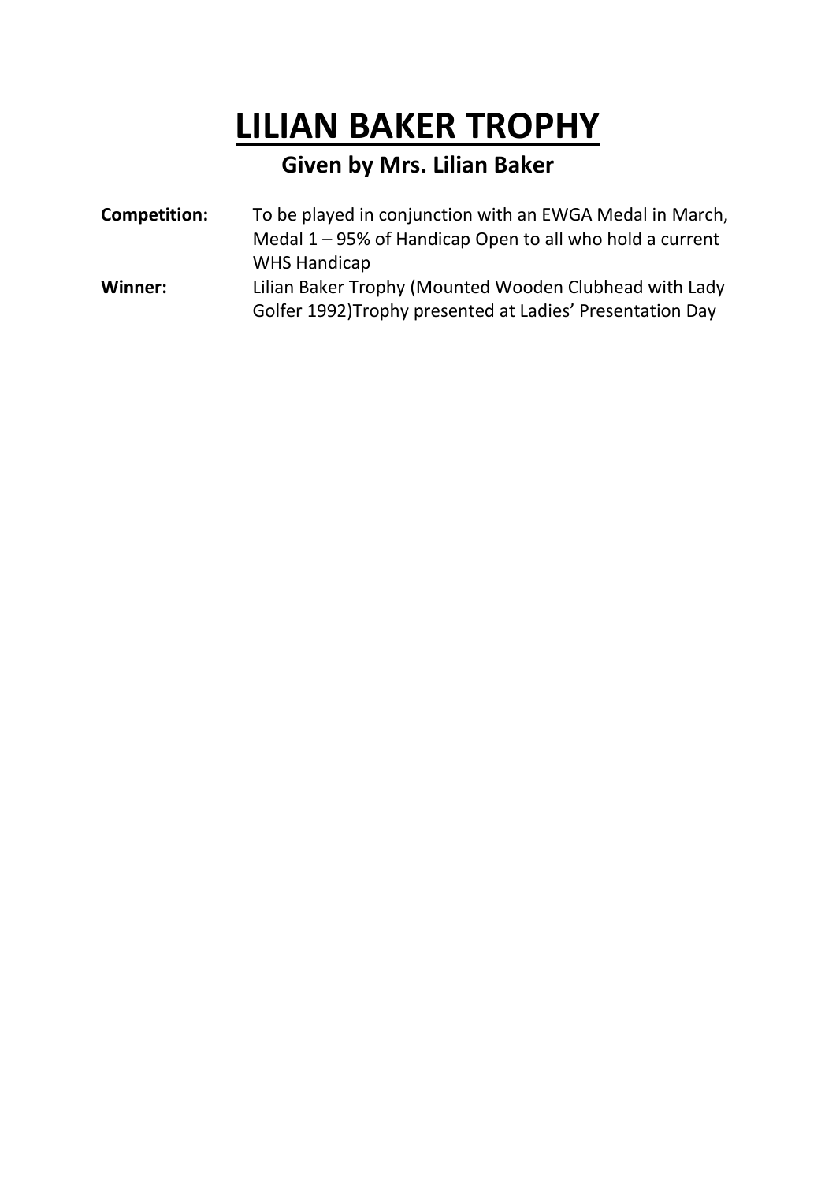# LILIAN BAKER TROPHY

## Given by Mrs. Lilian Baker

**Competition:** To be played in conjunction with an EWGA Medal in March, Medal 1 – 95% of Handicap Open to all who hold a current WHS Handicap

**Winner:** Lilian Baker Trophy (Mounted Wooden Clubhead with Lady Golfer 1992)Trophy presented at Ladies' Presentation Day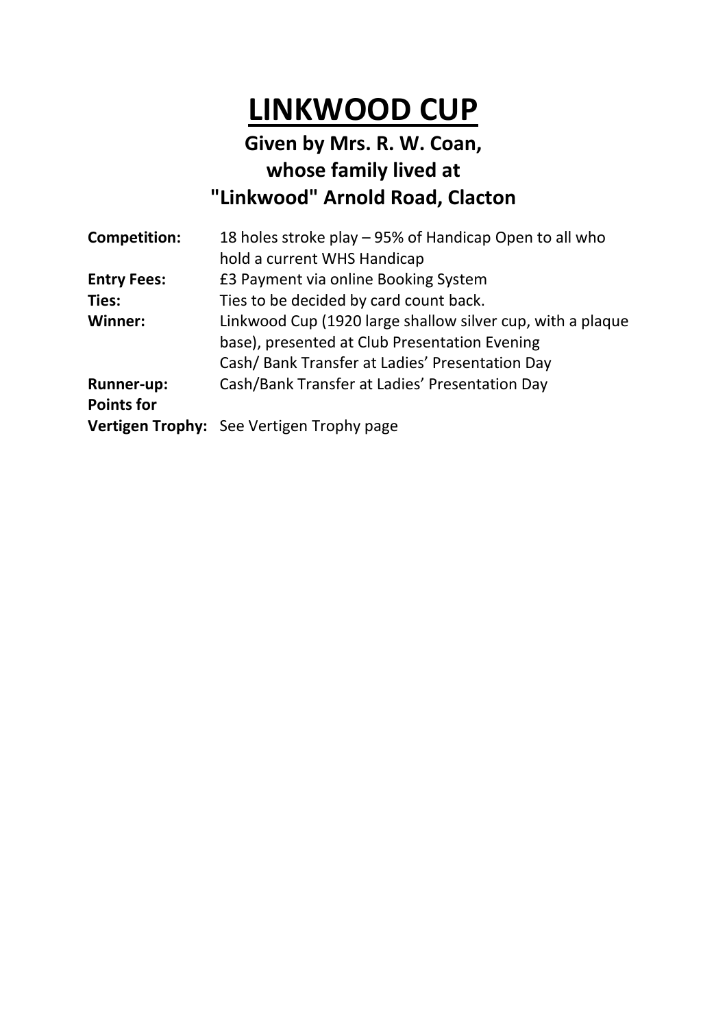# LINKWOOD CUP

## Given by Mrs. R. W. Coan, whose family lived at "Linkwood" Arnold Road, Clacton

| | |
|---|---|
| **Competition:** | 18 holes stroke play – 95% of Handicap Open to all who hold a current WHS Handicap |
| **Entry Fees:** | £3 Payment via online Booking System |
| **Ties:** | Ties to be decided by card count back. |
| **Winner:** | Linkwood Cup (1920 large shallow silver cup, with a plaque base), presented at Club Presentation Evening<br>Cash/ Bank Transfer at Ladies' Presentation Day |
| **Runner-up:** | Cash/Bank Transfer at Ladies' Presentation Day |
| **Points for Vertigen Trophy:** | See Vertigen Trophy page |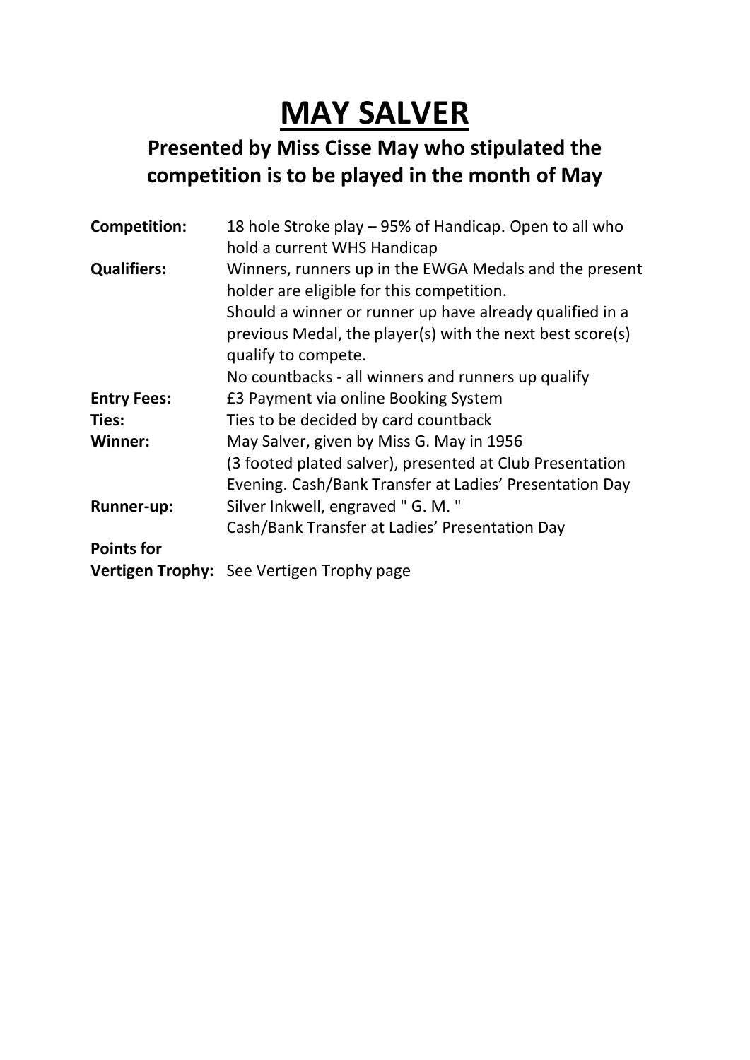# MAY SALVER

## Presented by Miss Cisse May who stipulated the competition is to be played in the month of May

| | |
|---|---|
| **Competition:** | 18 hole Stroke play – 95% of Handicap. Open to all who hold a current WHS Handicap |
| **Qualifiers:** | Winners, runners up in the EWGA Medals and the present holder are eligible for this competition.<br>Should a winner or runner up have already qualified in a previous Medal, the player(s) with the next best score(s) qualify to compete.<br>No countbacks - all winners and runners up qualify |
| **Entry Fees:** | £3 Payment via online Booking System |
| **Ties:** | Ties to be decided by card countback |
| **Winner:** | May Salver, given by Miss G. May in 1956<br>(3 footed plated salver), presented at Club Presentation Evening. Cash/Bank Transfer at Ladies' Presentation Day |
| **Runner-up:** | Silver Inkwell, engraved " G. M. "<br>Cash/Bank Transfer at Ladies' Presentation Day |
| **Points for Vertigen Trophy:** | See Vertigen Trophy page |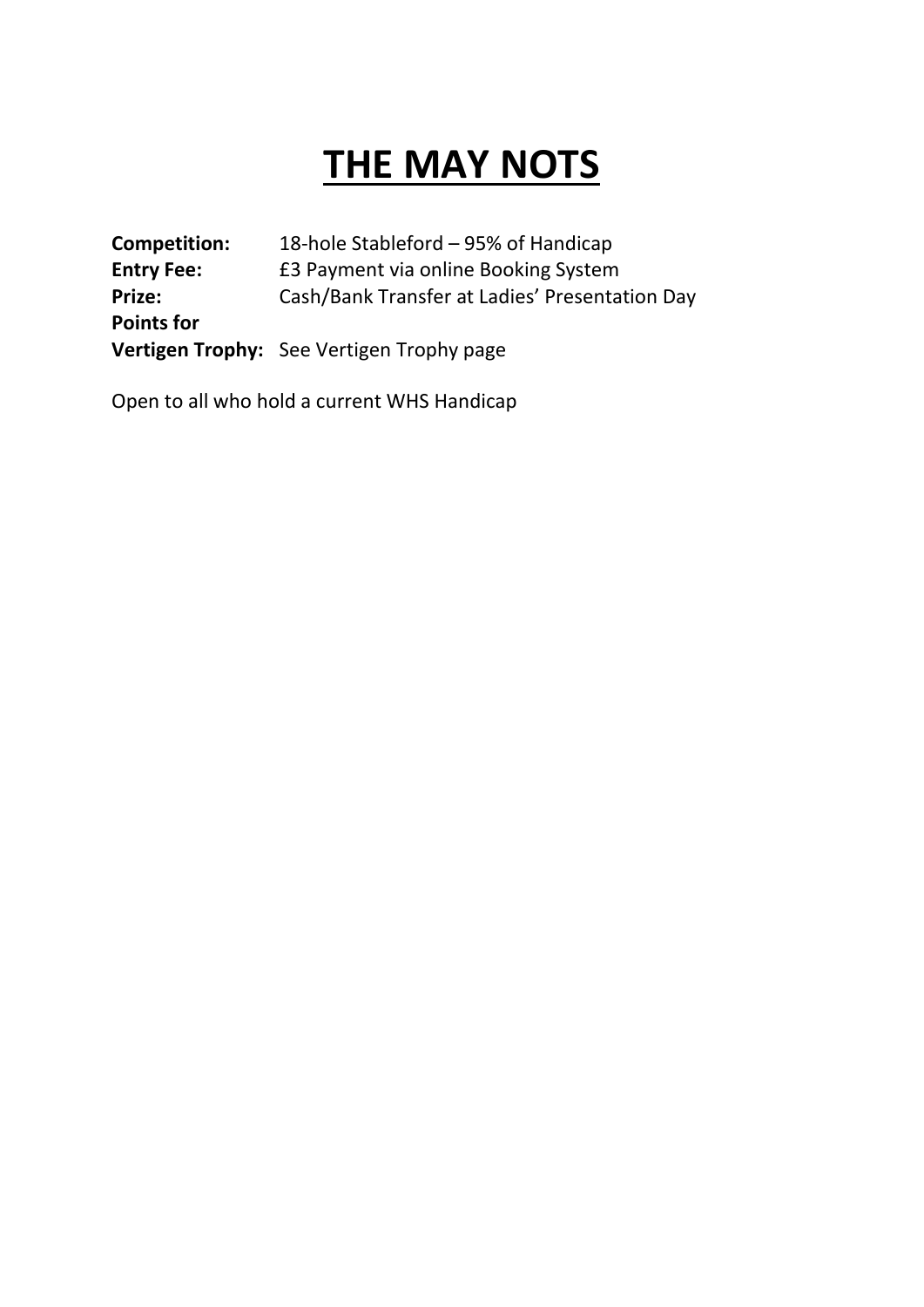# THE MAY NOTS

**Competition:** 18-hole Stableford – 95% of Handicap
**Entry Fee:** £3 Payment via online Booking System
**Prize:** Cash/Bank Transfer at Ladies' Presentation Day
**Points for Vertigen Trophy:** See Vertigen Trophy page

Open to all who hold a current WHS Handicap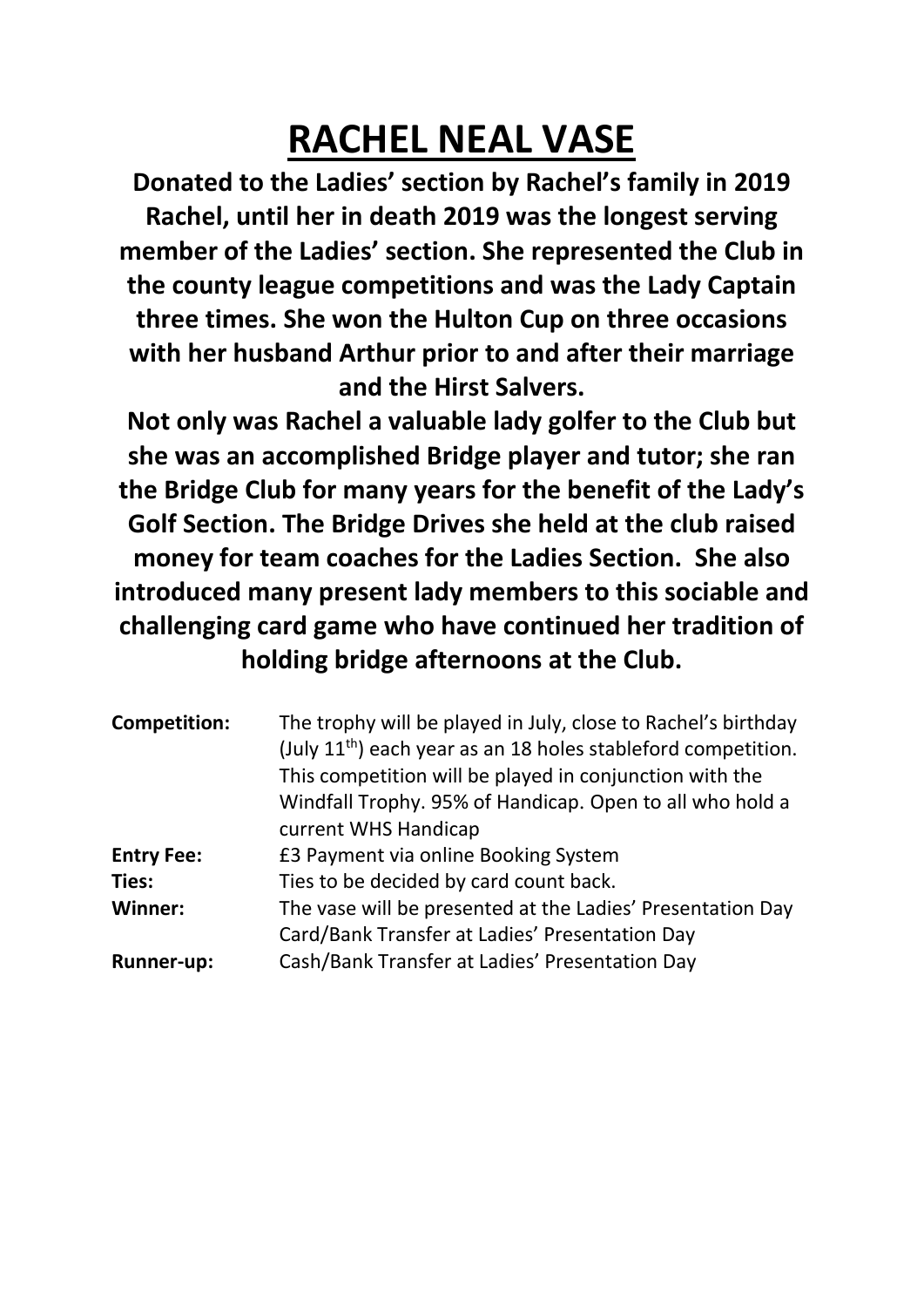# RACHEL NEAL VASE

**Donated to the Ladies' section by Rachel's family in 2019 Rachel, until her in death 2019 was the longest serving member of the Ladies' section. She represented the Club in the county league competitions and was the Lady Captain three times. She won the Hulton Cup on three occasions with her husband Arthur prior to and after their marriage and the Hirst Salvers.**

**Not only was Rachel a valuable lady golfer to the Club but she was an accomplished Bridge player and tutor; she ran the Bridge Club for many years for the benefit of the Lady's Golf Section. The Bridge Drives she held at the club raised money for team coaches for the Ladies Section. She also introduced many present lady members to this sociable and challenging card game who have continued her tradition of holding bridge afternoons at the Club.**

| | |
|---|---|
| **Competition:** | The trophy will be played in July, close to Rachel's birthday (July 11th) each year as an 18 holes stableford competition. This competition will be played in conjunction with the Windfall Trophy. 95% of Handicap. Open to all who hold a current WHS Handicap |
| **Entry Fee:** | £3 Payment via online Booking System |
| **Ties:** | Ties to be decided by card count back. |
| **Winner:** | The vase will be presented at the Ladies' Presentation Day Card/Bank Transfer at Ladies' Presentation Day |
| **Runner-up:** | Cash/Bank Transfer at Ladies' Presentation Day |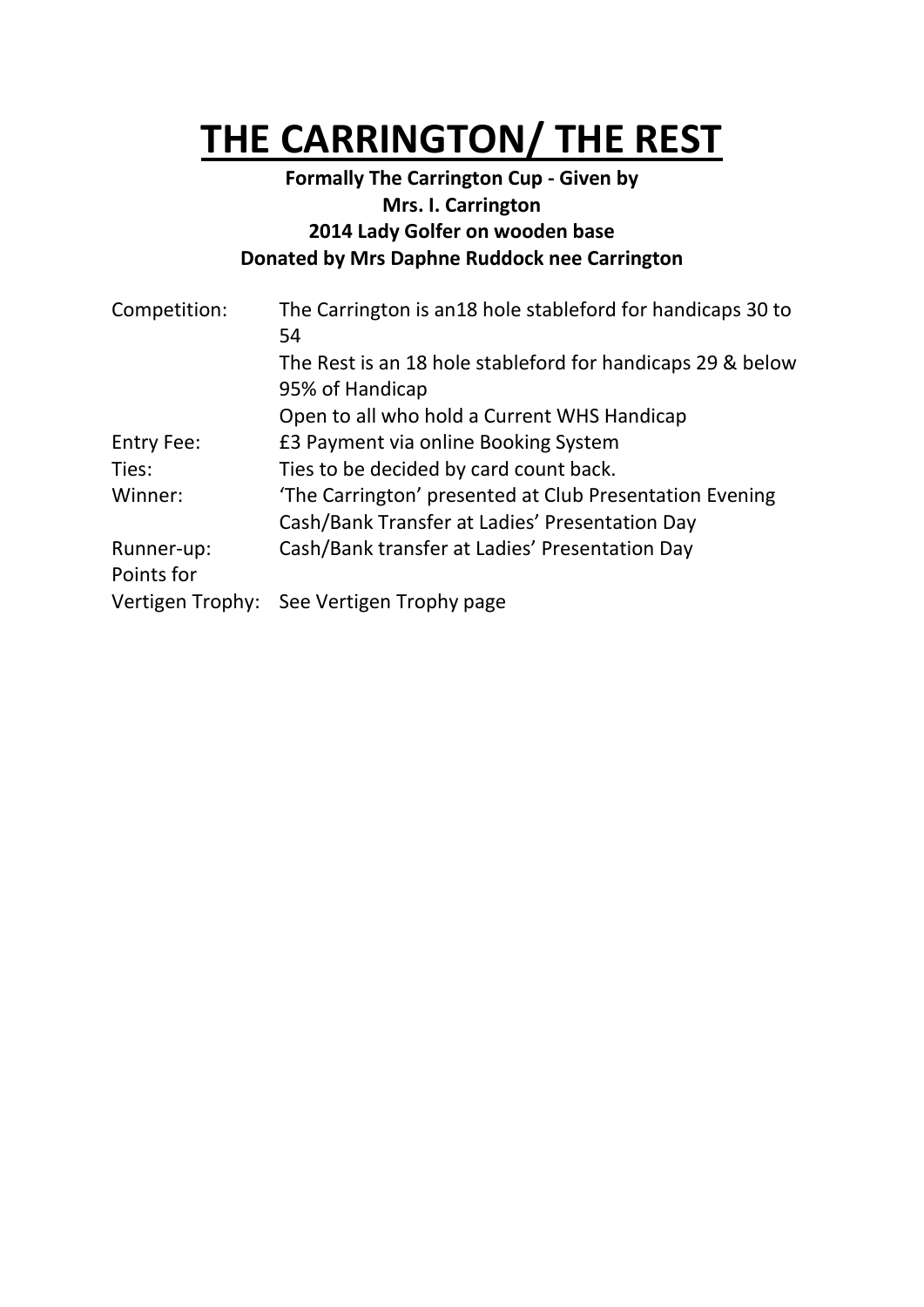# THE CARRINGTON/ THE REST

**Formally The Carrington Cup - Given by**
**Mrs. I. Carrington**
**2014 Lady Golfer on wooden base**
**Donated by Mrs Daphne Ruddock nee Carrington**

| | |
|---|---|
| Competition: | The Carrington is an18 hole stableford for handicaps 30 to 54 |
| | The Rest is an 18 hole stableford for handicaps 29 & below |
| | 95% of Handicap |
| | Open to all who hold a Current WHS Handicap |
| Entry Fee: | £3 Payment via online Booking System |
| Ties: | Ties to be decided by card count back. |
| Winner: | 'The Carrington' presented at Club Presentation Evening |
| | Cash/Bank Transfer at Ladies' Presentation Day |
| Runner-up: | Cash/Bank transfer at Ladies' Presentation Day |
| Points for Vertigen Trophy: | See Vertigen Trophy page |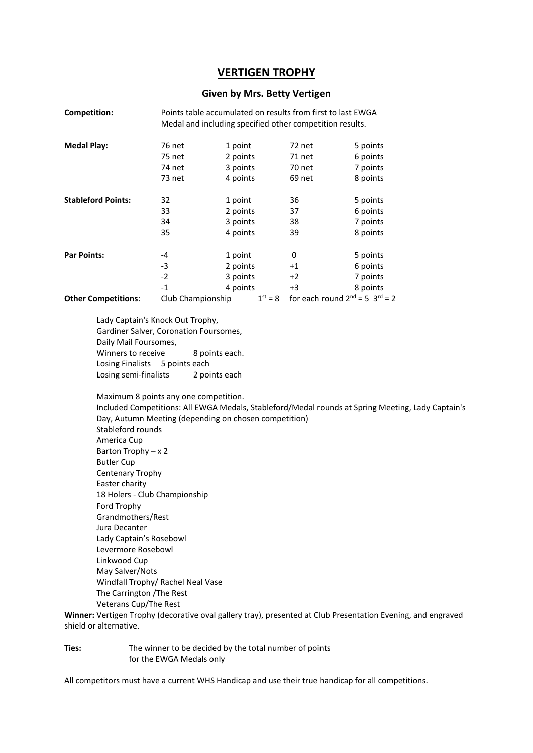# VERTIGEN TROPHY

## Given by Mrs. Betty Vertigen

**Competition:** Points table accumulated on results from first to last EWGA Medal and including specified other competition results.

| | | | | |
|---|---|---|---|---|
| **Medal Play:** | 76 net | 1 point | 72 net | 5 points |
| | 75 net | 2 points | 71 net | 6 points |
| | 74 net | 3 points | 70 net | 7 points |
| | 73 net | 4 points | 69 net | 8 points |
| **Stableford Points:** | 32 | 1 point | 36 | 5 points |
| | 33 | 2 points | 37 | 6 points |
| | 34 | 3 points | 38 | 7 points |
| | 35 | 4 points | 39 | 8 points |
| **Par Points:** | -4 | 1 point | 0 | 5 points |
| | -3 | 2 points | +1 | 6 points |
| | -2 | 3 points | +2 | 7 points |
| | -1 | 4 points | +3 | 8 points |

**Other Competitions**: Club Championship $1^{st} = 8$ for each round $2^{nd} = 5$ $3^{rd} = 2$

Lady Captain's Knock Out Trophy,
Gardiner Salver, Coronation Foursomes,
Daily Mail Foursomes,
Winners to receive 8 points each.
Losing Finalists 5 points each
Losing semi-finalists 2 points each

Maximum 8 points any one competition.
Included Competitions: All EWGA Medals, Stableford/Medal rounds at Spring Meeting, Lady Captain's Day, Autumn Meeting (depending on chosen competition)
Stableford rounds
America Cup
Barton Trophy – x 2
Butler Cup
Centenary Trophy
Easter charity
18 Holers - Club Championship
Ford Trophy
Grandmothers/Rest
Jura Decanter
Lady Captain's Rosebowl
Levermore Rosebowl
Linkwood Cup
May Salver/Nots
Windfall Trophy/ Rachel Neal Vase
The Carrington /The Rest
Veterans Cup/The Rest

**Winner:** Vertigen Trophy (decorative oval gallery tray), presented at Club Presentation Evening, and engraved shield or alternative.

**Ties:** The winner to be decided by the total number of points for the EWGA Medals only

All competitors must have a current WHS Handicap and use their true handicap for all competitions.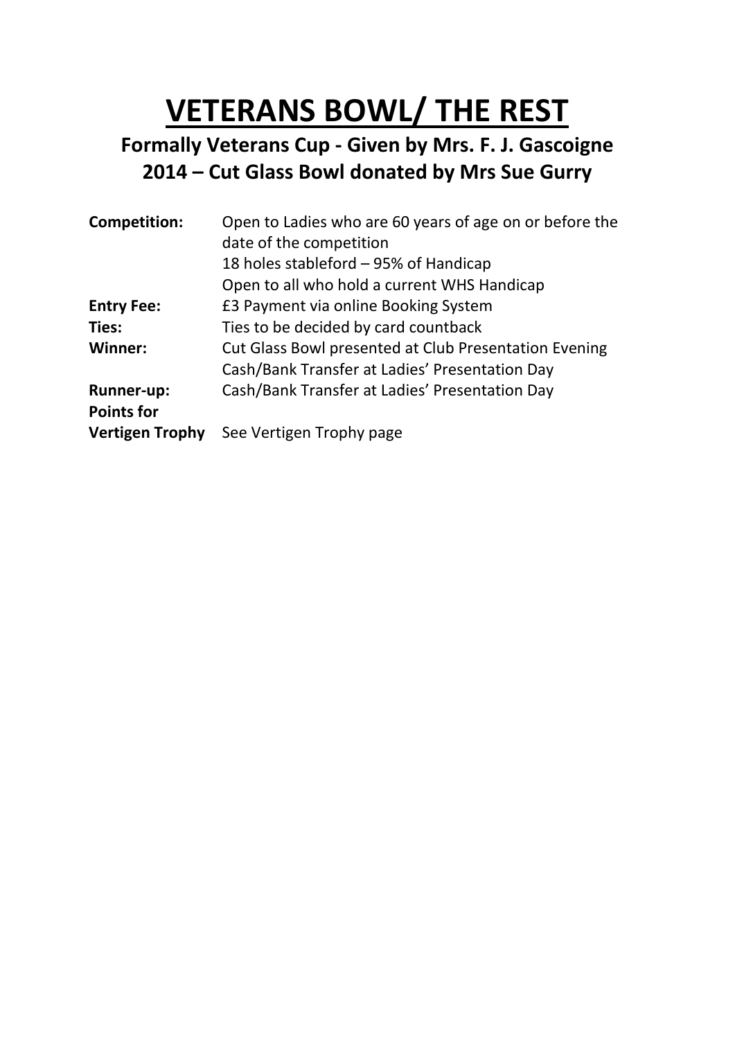# VETERANS BOWL/ THE REST

## Formally Veterans Cup - Given by Mrs. F. J. Gascoigne
## 2014 – Cut Glass Bowl donated by Mrs Sue Gurry

| | |
|---|---|
| **Competition:** | Open to Ladies who are 60 years of age on or before the date of the competition<br>18 holes stableford – 95% of Handicap<br>Open to all who hold a current WHS Handicap |
| **Entry Fee:** | £3 Payment via online Booking System |
| **Ties:** | Ties to be decided by card countback |
| **Winner:** | Cut Glass Bowl presented at Club Presentation Evening<br>Cash/Bank Transfer at Ladies' Presentation Day |
| **Runner-up:** | Cash/Bank Transfer at Ladies' Presentation Day |
| **Points for Vertigen Trophy** | See Vertigen Trophy page |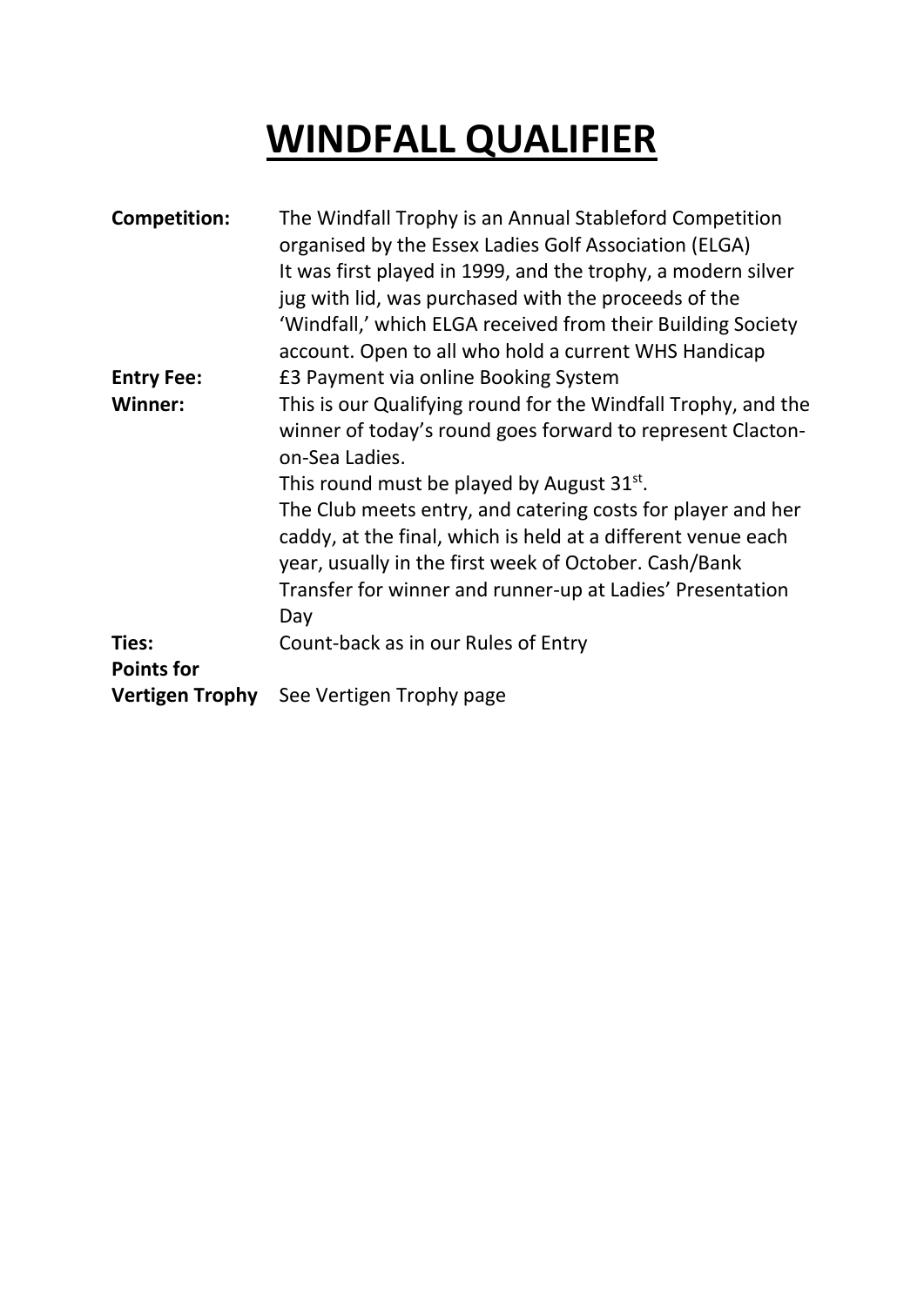# WINDFALL QUALIFIER

**Competition:** The Windfall Trophy is an Annual Stableford Competition organised by the Essex Ladies Golf Association (ELGA) It was first played in 1999, and the trophy, a modern silver jug with lid, was purchased with the proceeds of the 'Windfall,' which ELGA received from their Building Society account. Open to all who hold a current WHS Handicap

**Entry Fee:** £3 Payment via online Booking System

**Winner:** This is our Qualifying round for the Windfall Trophy, and the winner of today's round goes forward to represent Clacton-on-Sea Ladies.

This round must be played by August 31st.

The Club meets entry, and catering costs for player and her caddy, at the final, which is held at a different venue each year, usually in the first week of October. Cash/Bank Transfer for winner and runner-up at Ladies' Presentation Day

**Ties:** Count-back as in our Rules of Entry

**Points for Vertigen Trophy** See Vertigen Trophy page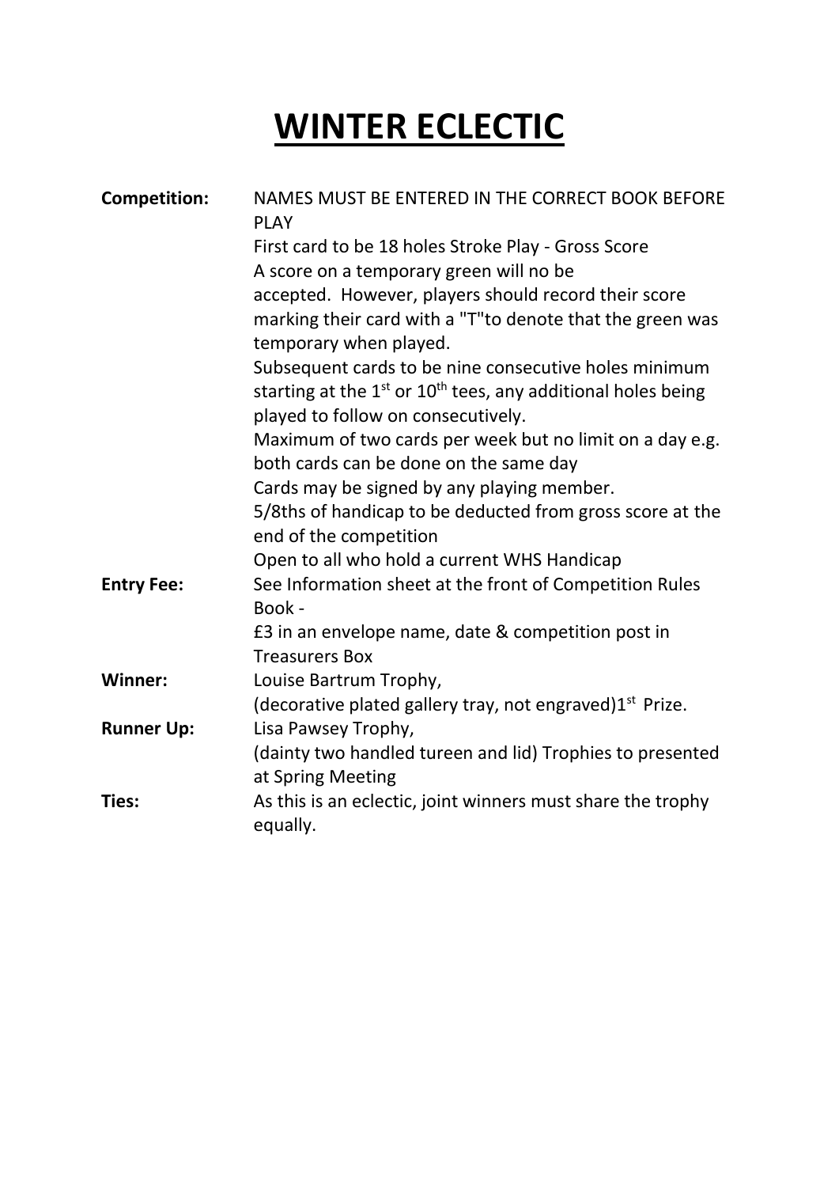# WINTER ECLECTIC

| | |
|---|---|
| **Competition:** | NAMES MUST BE ENTERED IN THE CORRECT BOOK BEFORE PLAY<br>First card to be 18 holes Stroke Play - Gross Score<br>A score on a temporary green will no be accepted. However, players should record their score marking their card with a "T"to denote that the green was temporary when played.<br>Subsequent cards to be nine consecutive holes minimum starting at the 1st or 10th tees, any additional holes being played to follow on consecutively.<br>Maximum of two cards per week but no limit on a day e.g. both cards can be done on the same day<br>Cards may be signed by any playing member.<br>5/8ths of handicap to be deducted from gross score at the end of the competition<br>Open to all who hold a current WHS Handicap |
| **Entry Fee:** | See Information sheet at the front of Competition Rules Book -<br>£3 in an envelope name, date & competition post in Treasurers Box |
| **Winner:** | Louise Bartrum Trophy,<br>(decorative plated gallery tray, not engraved)1st Prize. |
| **Runner Up:** | Lisa Pawsey Trophy,<br>(dainty two handled tureen and lid) Trophies to presented at Spring Meeting |
| **Ties:** | As this is an eclectic, joint winners must share the trophy equally. |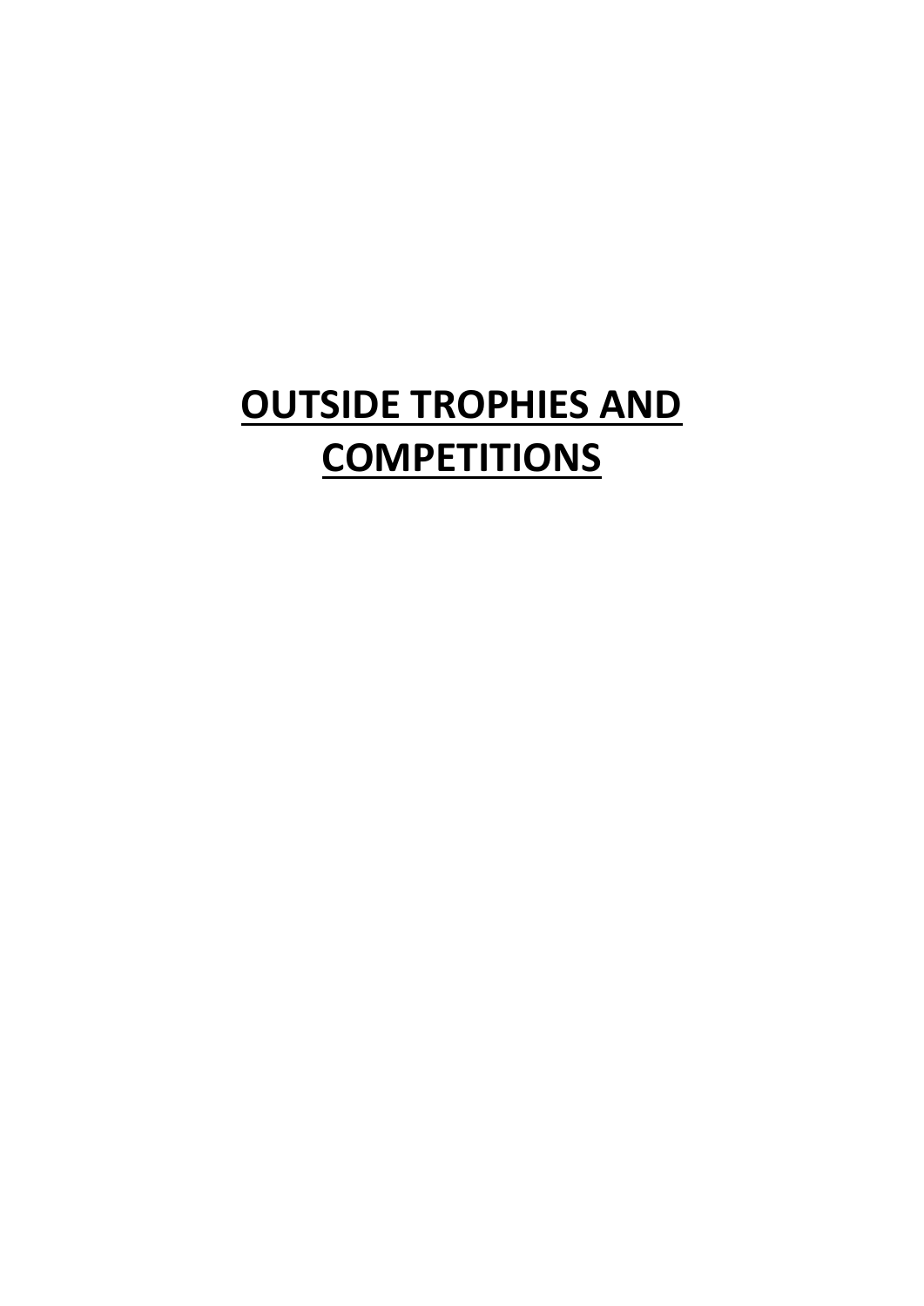# OUTSIDE TROPHIES AND COMPETITIONS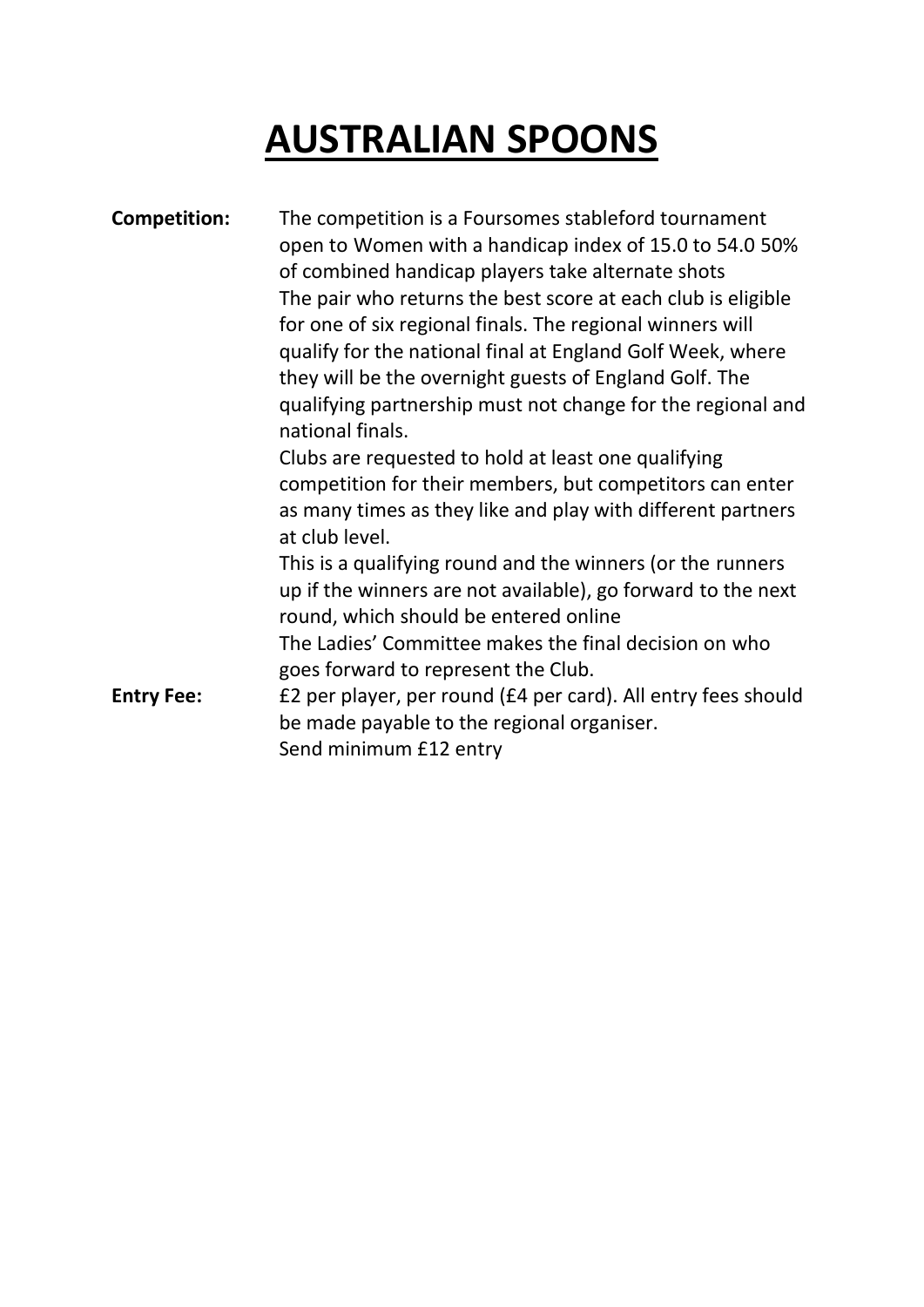# AUSTRALIAN SPOONS

**Competition:** The competition is a Foursomes stableford tournament open to Women with a handicap index of 15.0 to 54.0 50% of combined handicap players take alternate shots

The pair who returns the best score at each club is eligible for one of six regional finals. The regional winners will qualify for the national final at England Golf Week, where they will be the overnight guests of England Golf. The qualifying partnership must not change for the regional and national finals.

Clubs are requested to hold at least one qualifying competition for their members, but competitors can enter as many times as they like and play with different partners at club level.

This is a qualifying round and the winners (or the runners up if the winners are not available), go forward to the next round, which should be entered online

The Ladies' Committee makes the final decision on who goes forward to represent the Club.

**Entry Fee:** £2 per player, per round (£4 per card). All entry fees should be made payable to the regional organiser.

Send minimum £12 entry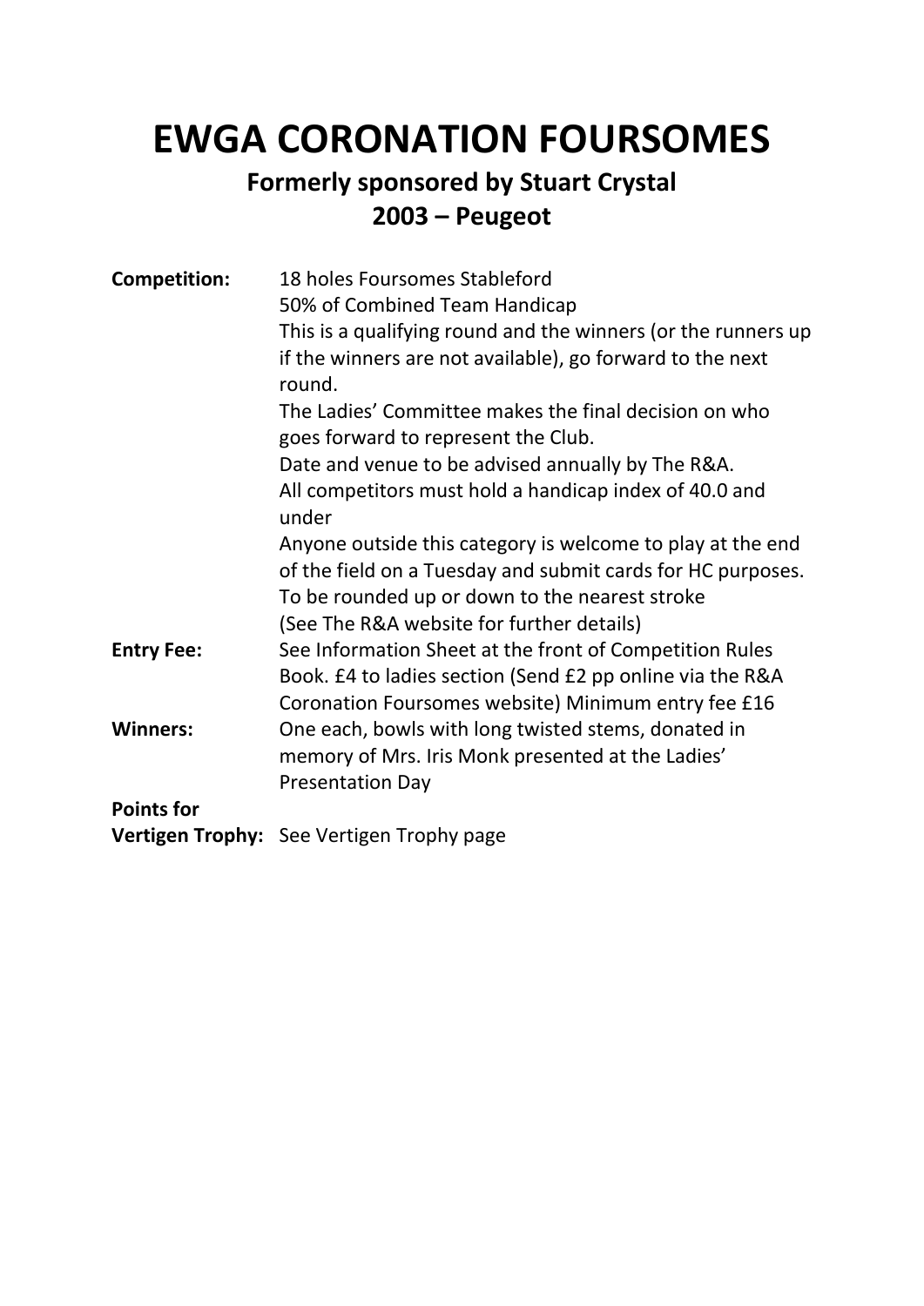# EWGA CORONATION FOURSOMES

**Formerly sponsored by Stuart Crystal**
**2003 – Peugeot**

**Competition:** 18 holes Foursomes Stableford
50% of Combined Team Handicap
This is a qualifying round and the winners (or the runners up if the winners are not available), go forward to the next round.
The Ladies' Committee makes the final decision on who goes forward to represent the Club.
Date and venue to be advised annually by The R&A.
All competitors must hold a handicap index of 40.0 and under
Anyone outside this category is welcome to play at the end of the field on a Tuesday and submit cards for HC purposes.
To be rounded up or down to the nearest stroke
(See The R&A website for further details)

**Entry Fee:** See Information Sheet at the front of Competition Rules Book. £4 to ladies section (Send £2 pp online via the R&A Coronation Foursomes website) Minimum entry fee £16

**Winners:** One each, bowls with long twisted stems, donated in memory of Mrs. Iris Monk presented at the Ladies' Presentation Day

**Points for Vertigen Trophy:** See Vertigen Trophy page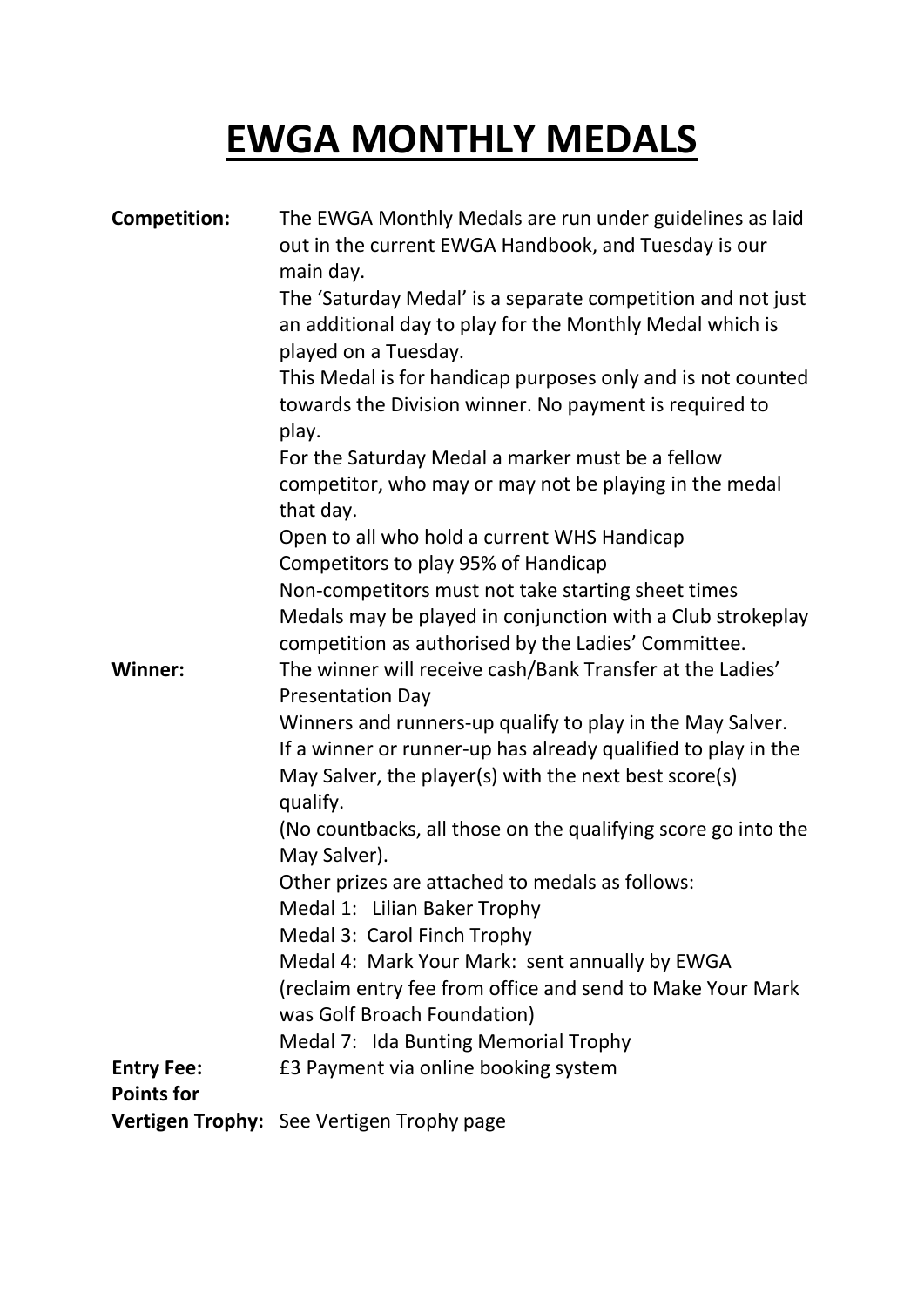# EWGA MONTHLY MEDALS

**Competition:** The EWGA Monthly Medals are run under guidelines as laid out in the current EWGA Handbook, and Tuesday is our main day.
The 'Saturday Medal' is a separate competition and not just an additional day to play for the Monthly Medal which is played on a Tuesday.
This Medal is for handicap purposes only and is not counted towards the Division winner. No payment is required to play.
For the Saturday Medal a marker must be a fellow competitor, who may or may not be playing in the medal that day.
Open to all who hold a current WHS Handicap
Competitors to play 95% of Handicap
Non-competitors must not take starting sheet times
Medals may be played in conjunction with a Club strokeplay competition as authorised by the Ladies' Committee.

**Winner:** The winner will receive cash/Bank Transfer at the Ladies' Presentation Day
Winners and runners-up qualify to play in the May Salver.
If a winner or runner-up has already qualified to play in the May Salver, the player(s) with the next best score(s) qualify.
(No countbacks, all those on the qualifying score go into the May Salver).
Other prizes are attached to medals as follows:
Medal 1: Lilian Baker Trophy
Medal 3: Carol Finch Trophy
Medal 4: Mark Your Mark: sent annually by EWGA (reclaim entry fee from office and send to Make Your Mark was Golf Broach Foundation)
Medal 7: Ida Bunting Memorial Trophy

**Entry Fee:** £3 Payment via online booking system

**Points for Vertigen Trophy:** See Vertigen Trophy page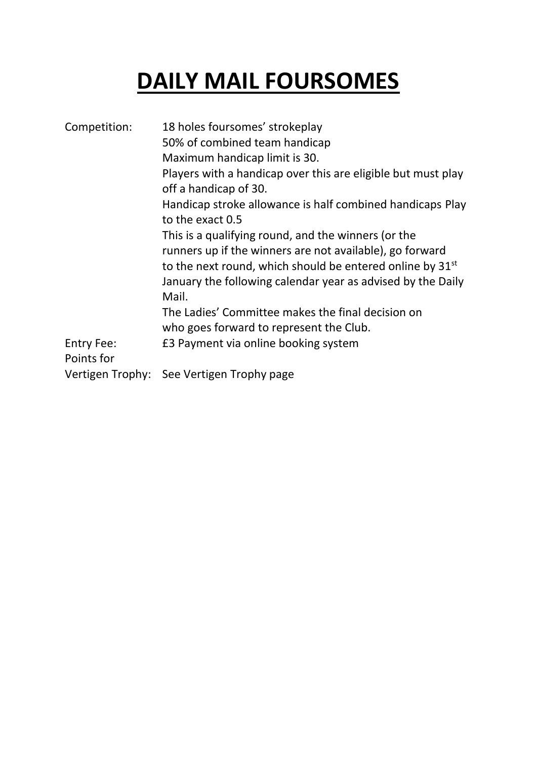# DAILY MAIL FOURSOMES

| | |
|---|---|
| Competition: | 18 holes foursomes' strokeplay<br>50% of combined team handicap<br>Maximum handicap limit is 30.<br>Players with a handicap over this are eligible but must play off a handicap of 30.<br>Handicap stroke allowance is half combined handicaps Play to the exact 0.5<br>This is a qualifying round, and the winners (or the runners up if the winners are not available), go forward to the next round, which should be entered online by 31st January the following calendar year as advised by the Daily Mail.<br>The Ladies' Committee makes the final decision on who goes forward to represent the Club. |
| Entry Fee: | £3 Payment via online booking system |
| Points for Vertigen Trophy: | See Vertigen Trophy page |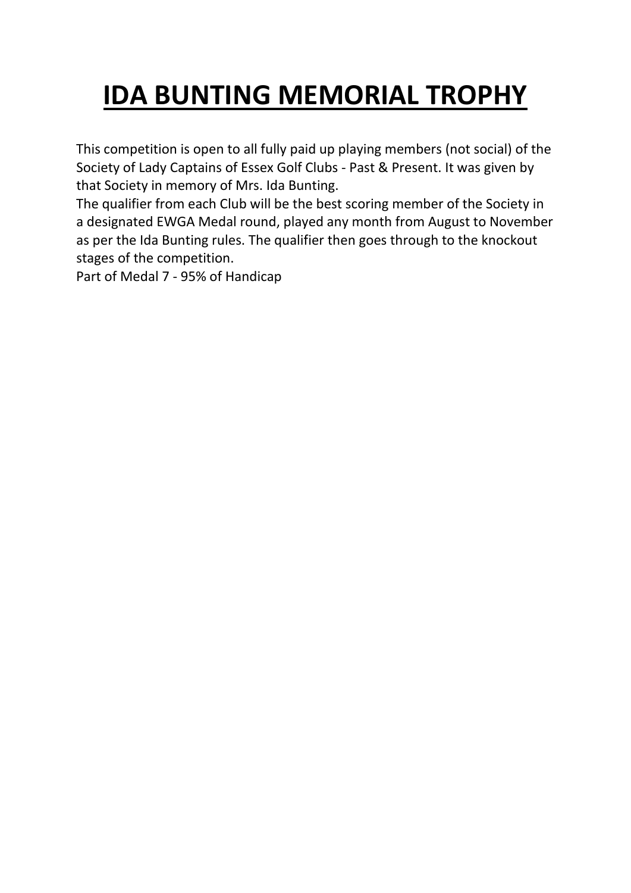# IDA BUNTING MEMORIAL TROPHY

This competition is open to all fully paid up playing members (not social) of the Society of Lady Captains of Essex Golf Clubs - Past & Present. It was given by that Society in memory of Mrs. Ida Bunting.

The qualifier from each Club will be the best scoring member of the Society in a designated EWGA Medal round, played any month from August to November as per the Ida Bunting rules. The qualifier then goes through to the knockout stages of the competition.

Part of Medal 7 - 95% of Handicap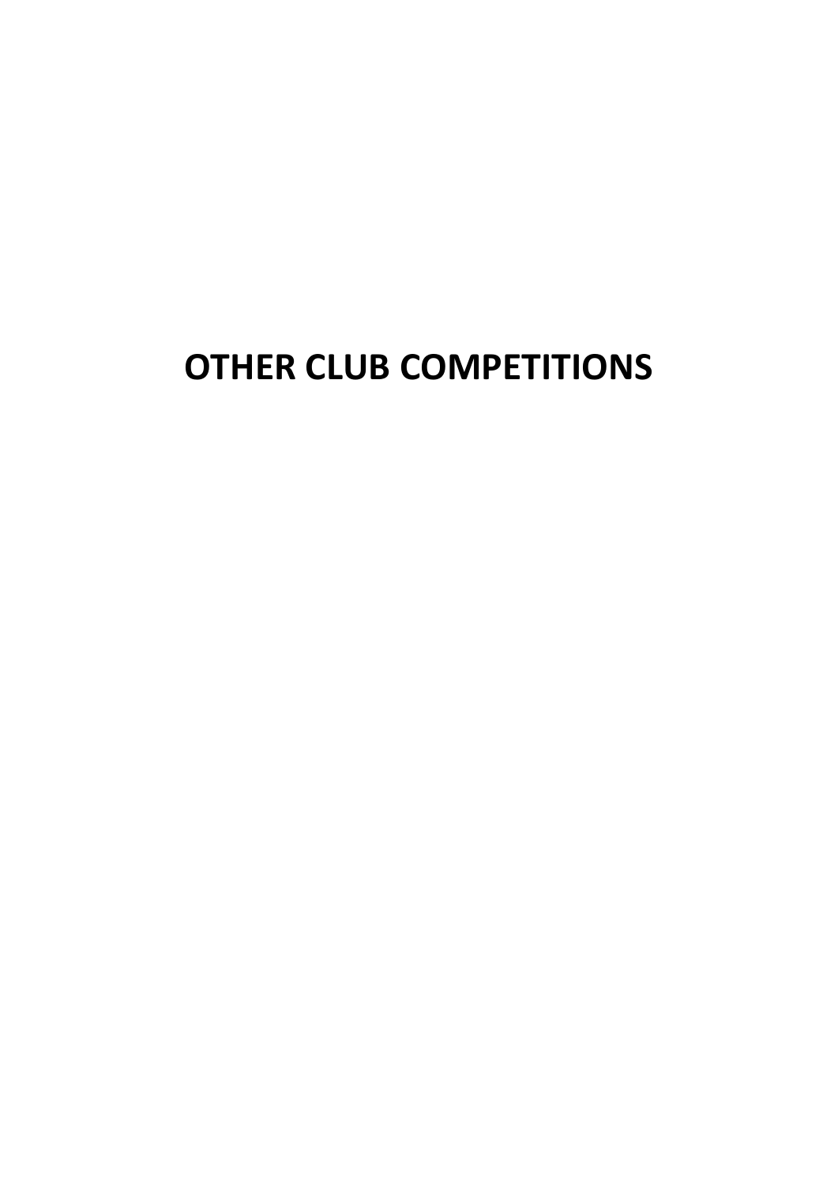# OTHER CLUB COMPETITIONS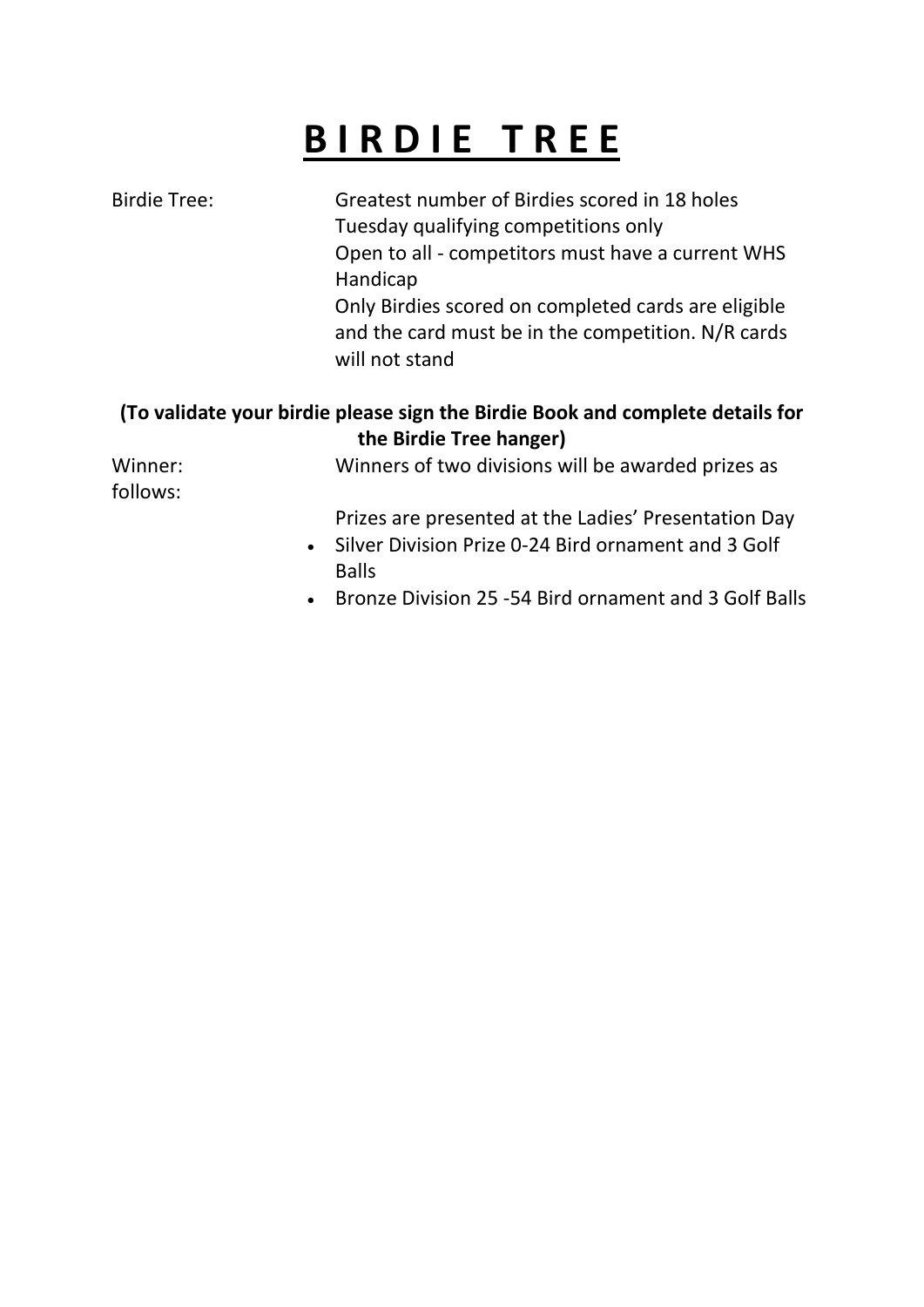# B I R D I E T R E E

Birdie Tree: Greatest number of Birdies scored in 18 holes
Tuesday qualifying competitions only
Open to all - competitors must have a current WHS Handicap
Only Birdies scored on completed cards are eligible and the card must be in the competition. N/R cards will not stand

**(To validate your birdie please sign the Birdie Book and complete details for the Birdie Tree hanger)**

Winner: Winners of two divisions will be awarded prizes as follows:

Prizes are presented at the Ladies' Presentation Day

- Silver Division Prize 0-24 Bird ornament and 3 Golf Balls
- Bronze Division 25 -54 Bird ornament and 3 Golf Balls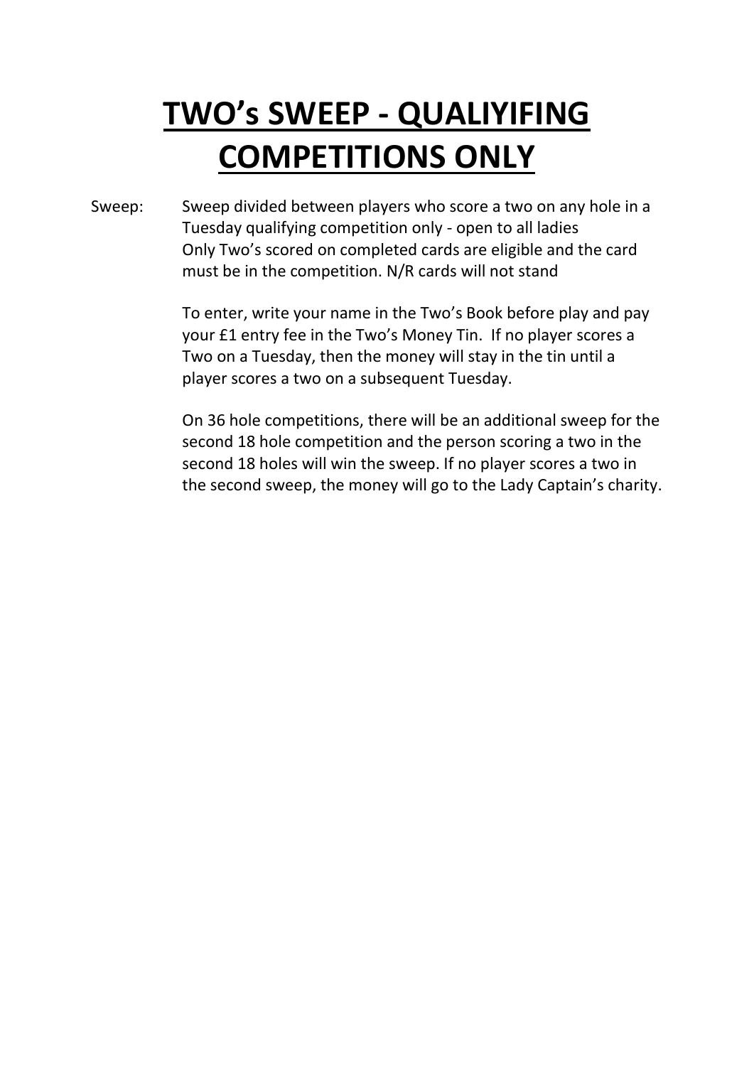# TWO's SWEEP - QUALIYIFING COMPETITIONS ONLY

Sweep: Sweep divided between players who score a two on any hole in a Tuesday qualifying competition only - open to all ladies
Only Two's scored on completed cards are eligible and the card must be in the competition. N/R cards will not stand

To enter, write your name in the Two's Book before play and pay your £1 entry fee in the Two's Money Tin. If no player scores a Two on a Tuesday, then the money will stay in the tin until a player scores a two on a subsequent Tuesday.

On 36 hole competitions, there will be an additional sweep for the second 18 hole competition and the person scoring a two in the second 18 holes will win the sweep. If no player scores a two in the second sweep, the money will go to the Lady Captain's charity.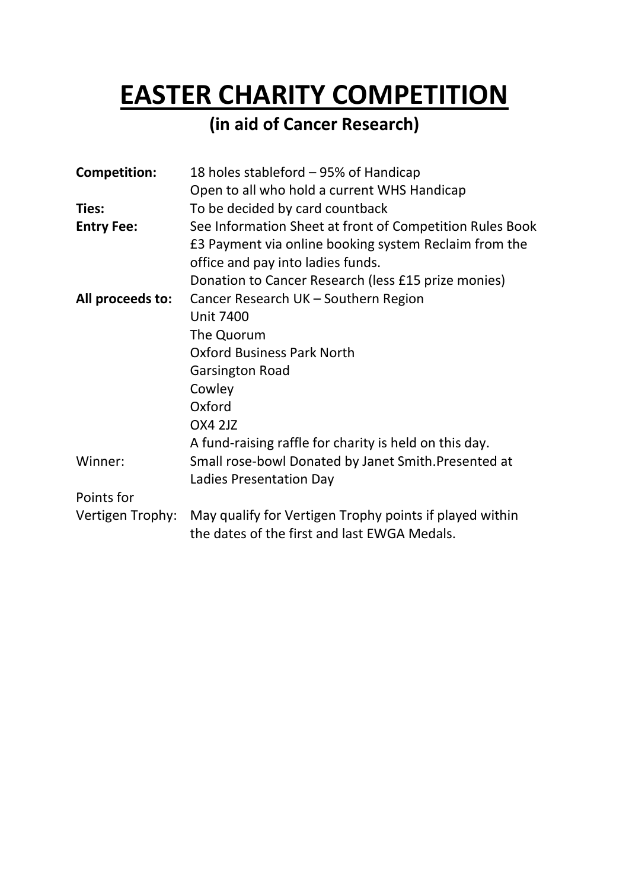# EASTER CHARITY COMPETITION

## (in aid of Cancer Research)

| | |
|---|---|
| **Competition:** | 18 holes stableford – 95% of Handicap<br>Open to all who hold a current WHS Handicap |
| **Ties:** | To be decided by card countback |
| **Entry Fee:** | See Information Sheet at front of Competition Rules Book<br>£3 Payment via online booking system Reclaim from the office and pay into ladies funds.<br>Donation to Cancer Research (less £15 prize monies) |
| **All proceeds to:** | Cancer Research UK – Southern Region<br>Unit 7400<br>The Quorum<br>Oxford Business Park North<br>Garsington Road<br>Cowley<br>Oxford<br>OX4 2JZ<br>A fund-raising raffle for charity is held on this day. |
| Winner: | Small rose-bowl Donated by Janet Smith.Presented at Ladies Presentation Day |
| Points for Vertigen Trophy: | May qualify for Vertigen Trophy points if played within the dates of the first and last EWGA Medals. |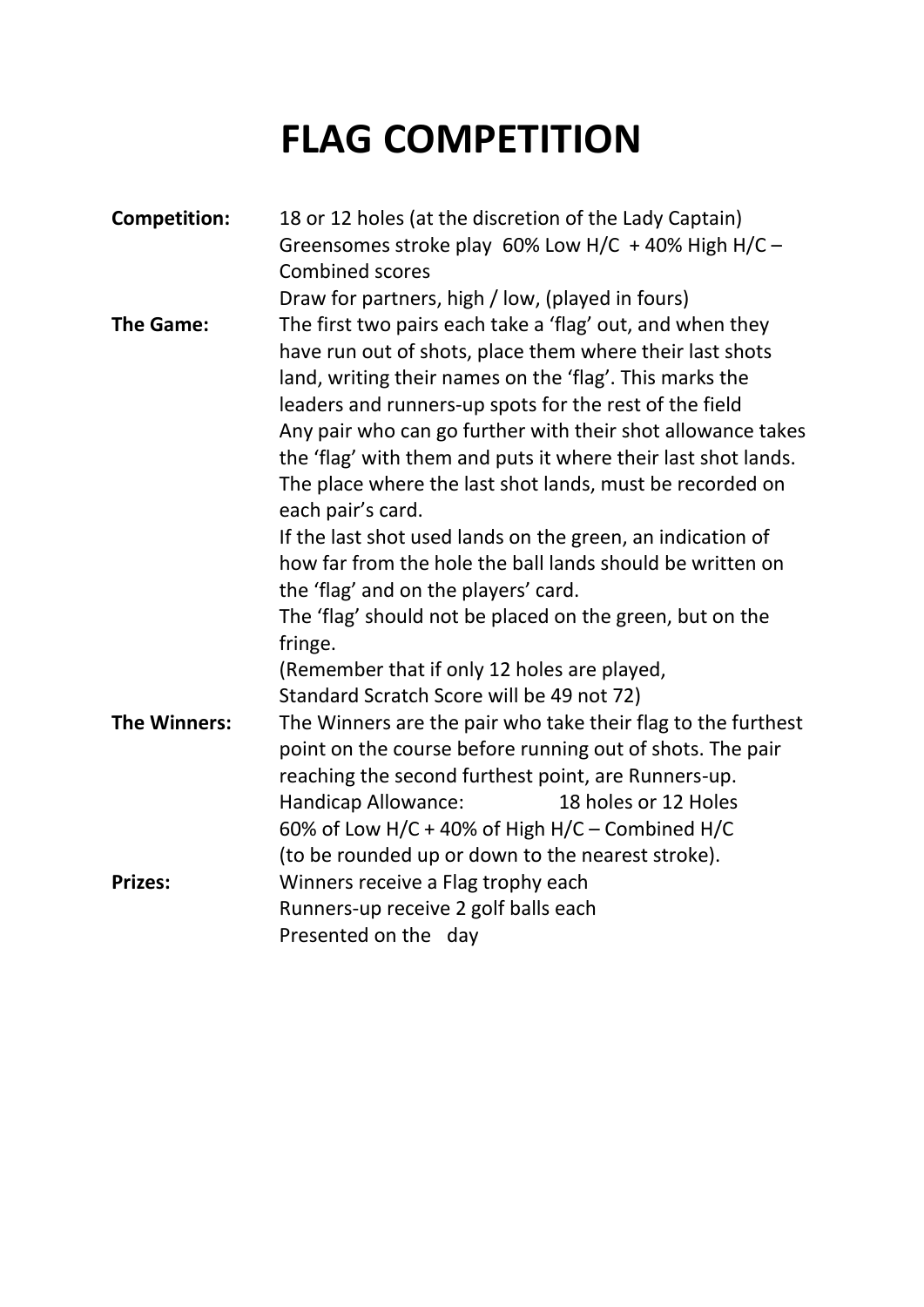# FLAG COMPETITION

**Competition:** 18 or 12 holes (at the discretion of the Lady Captain)
Greensomes stroke play 60% Low H/C + 40% High H/C – Combined scores
Draw for partners, high / low, (played in fours)

**The Game:** The first two pairs each take a 'flag' out, and when they have run out of shots, place them where their last shots land, writing their names on the 'flag'. This marks the leaders and runners-up spots for the rest of the field
Any pair who can go further with their shot allowance takes the 'flag' with them and puts it where their last shot lands.
The place where the last shot lands, must be recorded on each pair's card.
If the last shot used lands on the green, an indication of how far from the hole the ball lands should be written on the 'flag' and on the players' card.
The 'flag' should not be placed on the green, but on the fringe.
(Remember that if only 12 holes are played,
Standard Scratch Score will be 49 not 72)

**The Winners:** The Winners are the pair who take their flag to the furthest point on the course before running out of shots. The pair reaching the second furthest point, are Runners-up.
Handicap Allowance: 18 holes or 12 Holes
60% of Low H/C + 40% of High H/C – Combined H/C
(to be rounded up or down to the nearest stroke).

**Prizes:** Winners receive a Flag trophy each
Runners-up receive 2 golf balls each
Presented on the day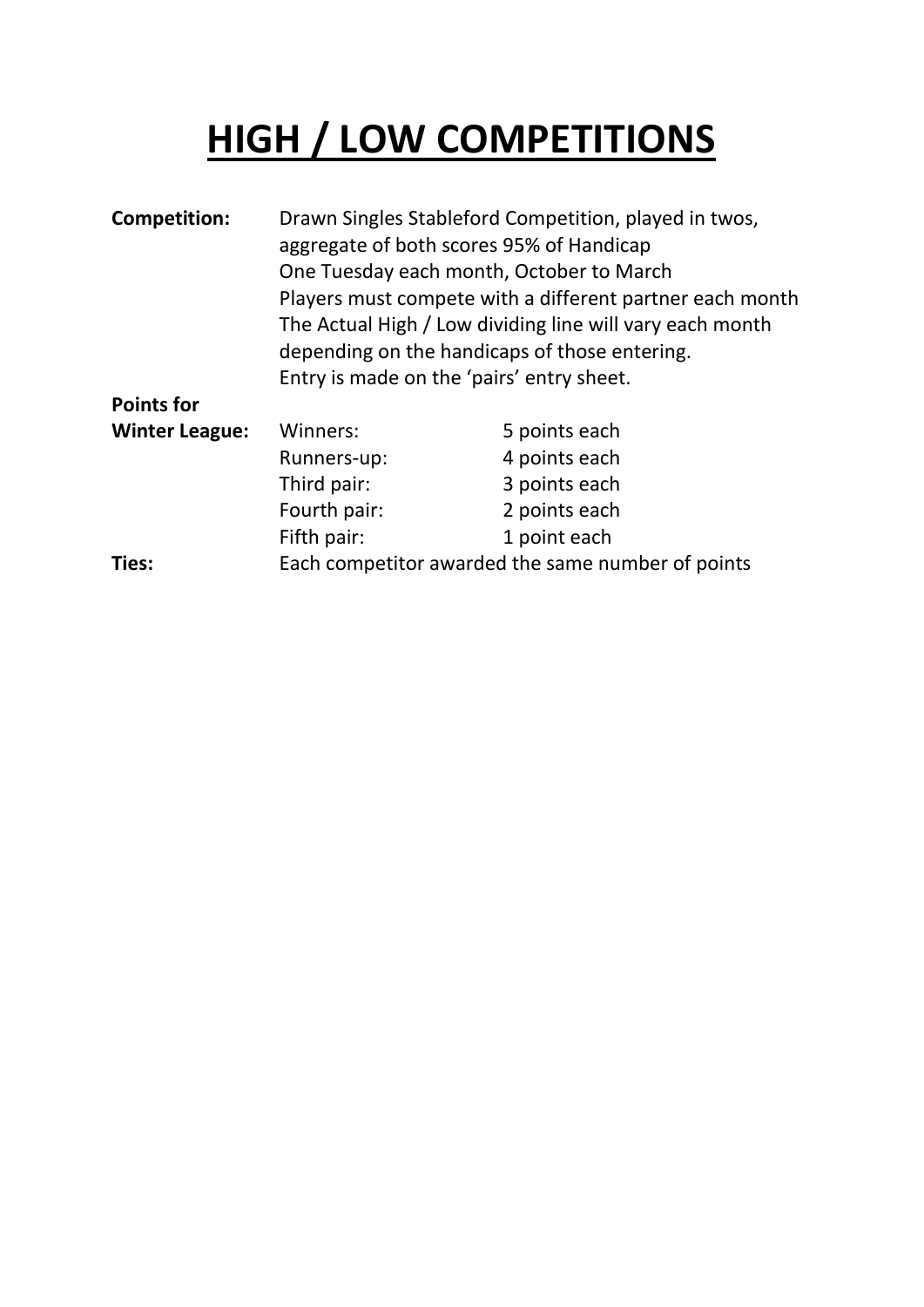# HIGH / LOW COMPETITIONS

**Competition:** Drawn Singles Stableford Competition, played in twos, aggregate of both scores 95% of Handicap
One Tuesday each month, October to March
Players must compete with a different partner each month
The Actual High / Low dividing line will vary each month depending on the handicaps of those entering.
Entry is made on the 'pairs' entry sheet.

**Points for Winter League:**

| | |
|---|---|
| Winners: | 5 points each |
| Runners-up: | 4 points each |
| Third pair: | 3 points each |
| Fourth pair: | 2 points each |
| Fifth pair: | 1 point each |

**Ties:** Each competitor awarded the same number of points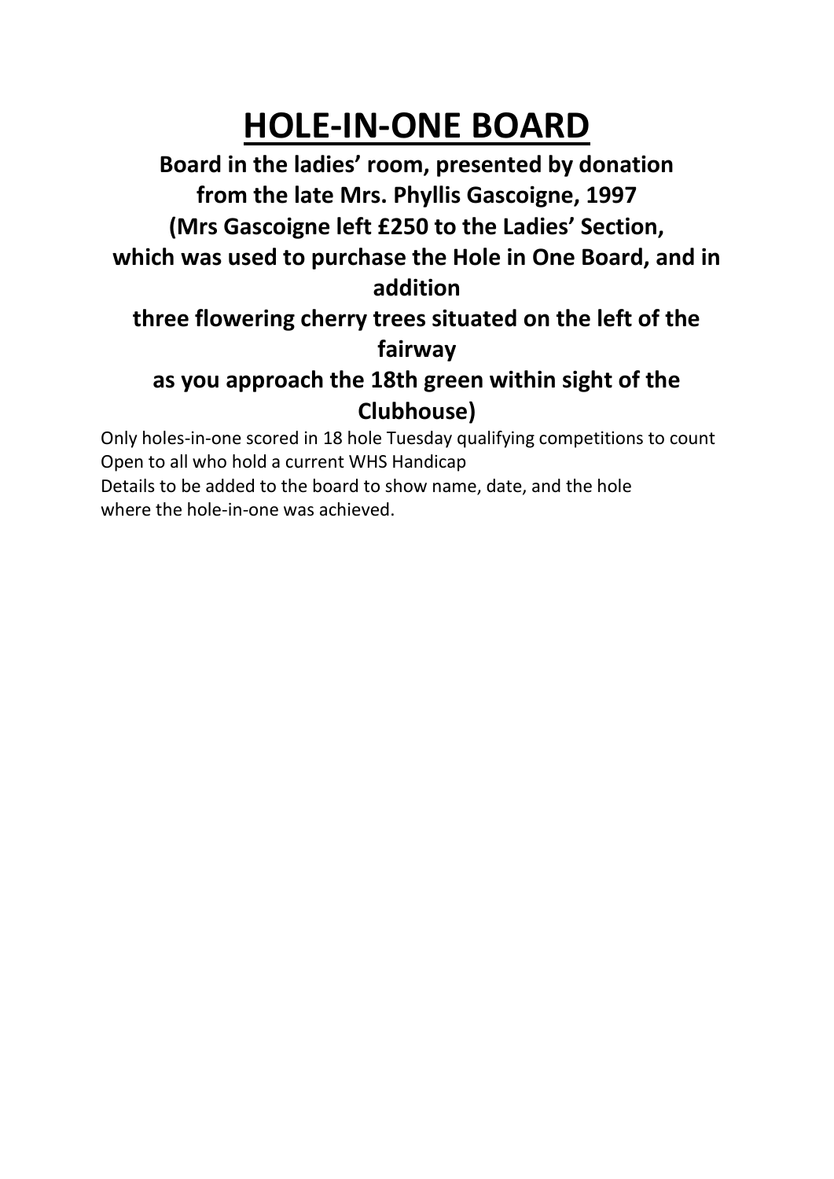# HOLE-IN-ONE BOARD

**Board in the ladies' room, presented by donation from the late Mrs. Phyllis Gascoigne, 1997 (Mrs Gascoigne left £250 to the Ladies' Section, which was used to purchase the Hole in One Board, and in addition three flowering cherry trees situated on the left of the fairway as you approach the 18th green within sight of the Clubhouse)**

Only holes-in-one scored in 18 hole Tuesday qualifying competitions to count
Open to all who hold a current WHS Handicap
Details to be added to the board to show name, date, and the hole where the hole-in-one was achieved.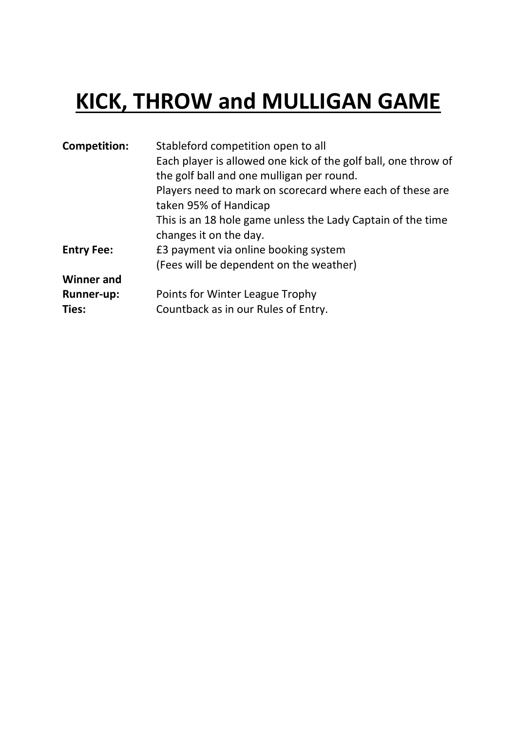# KICK, THROW and MULLIGAN GAME

| | |
|---|---|
| **Competition:** | Stableford competition open to all<br>Each player is allowed one kick of the golf ball, one throw of the golf ball and one mulligan per round.<br>Players need to mark on scorecard where each of these are taken 95% of Handicap<br>This is an 18 hole game unless the Lady Captain of the time changes it on the day. |
| **Entry Fee:** | £3 payment via online booking system<br>(Fees will be dependent on the weather) |
| **Winner and Runner-up:** | Points for Winter League Trophy |
| **Ties:** | Countback as in our Rules of Entry. |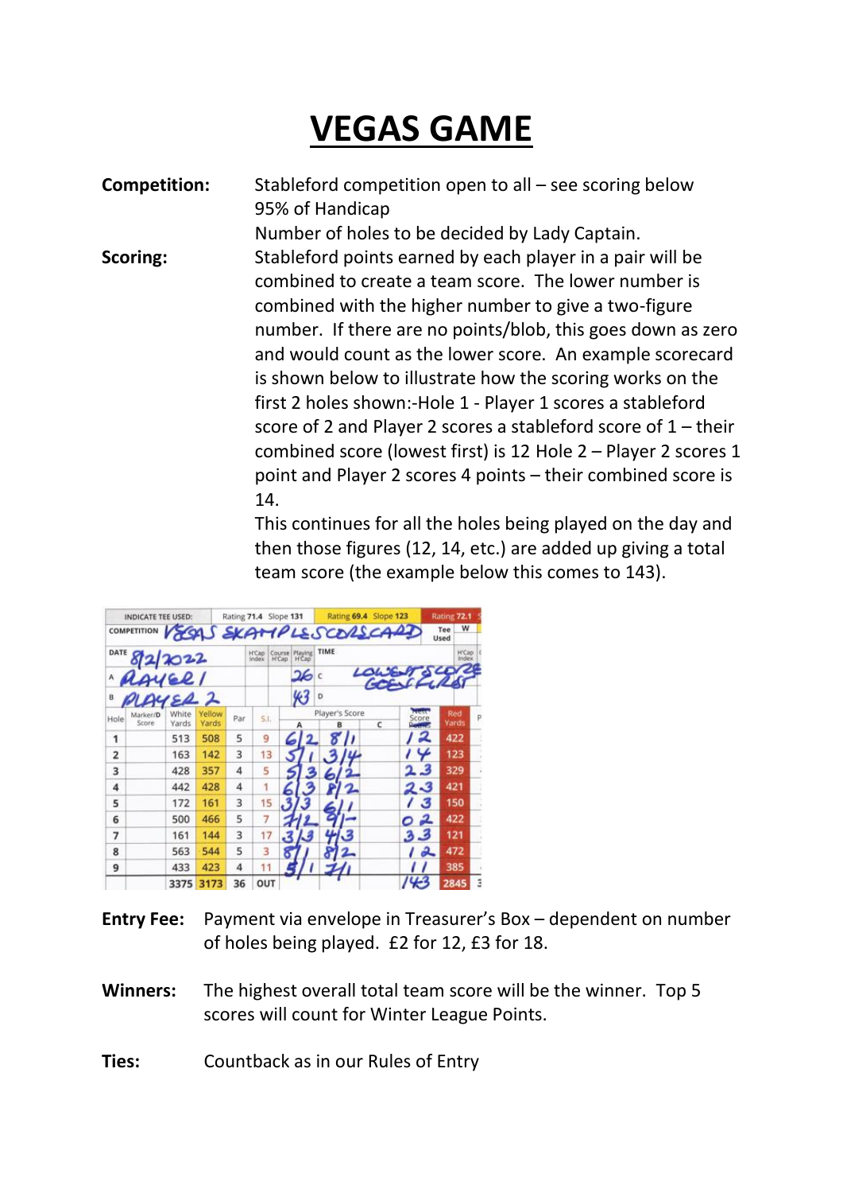# VEGAS GAME

**Competition:** Stableford competition open to all – see scoring below
95% of Handicap
Number of holes to be decided by Lady Captain.

**Scoring:** Stableford points earned by each player in a pair will be combined to create a team score. The lower number is combined with the higher number to give a two-figure number. If there are no points/blob, this goes down as zero and would count as the lower score. An example scorecard is shown below to illustrate how the scoring works on the first 2 holes shown:-Hole 1 - Player 1 scores a stableford score of 2 and Player 2 scores a stableford score of 1 – their combined score (lowest first) is 12 Hole 2 – Player 2 scores 1 point and Player 2 scores 4 points – their combined score is 14.

This continues for all the holes being played on the day and then those figures (12, 14, etc.) are added up giving a total team score (the example below this comes to 143).

COMPETITION: VEGAS SKAMPLE SCORECARD — Tee Used: W
DATE: 8/2/2022
A: PLAYER 1 — 26
B: PLAYER 2 — 43
LOWEST SCORE GOES FIRST

| Hole | Marker/D Score | White Yards | Yellow Yards | Par | S.I. | A | B | C | Score | Red Yards |
|---|---|---|---|---|---|---|---|---|---|---|
| 1 | | 513 | 508 | 5 | 9 | 6/2 | 8/1 | | 12 | 422 |
| 2 | | 163 | 142 | 3 | 13 | 5/1 | 3/4 | | 14 | 123 |
| 3 | | 428 | 357 | 4 | 5 | 5/3 | 6/2 | | 23 | 329 |
| 4 | | 442 | 428 | 4 | 1 | 6/3 | 8/2 | | 23 | 421 |
| 5 | | 172 | 161 | 3 | 15 | 3/3 | 6/1 | | 13 | 150 |
| 6 | | 500 | 466 | 5 | 7 | 7/2 | 9/– | | 02 | 422 |
| 7 | | 161 | 144 | 3 | 17 | 3/3 | 4/3 | | 33 | 121 |
| 8 | | 563 | 544 | 5 | 3 | 8/1 | 8/2 | | 12 | 472 |
| 9 | | 433 | 423 | 4 | 11 | 5/1 | 7/1 | | 11 | 385 |
| | | 3375 | 3173 | 36 | OUT | | | | 143 | 2845 |

**Entry Fee:** Payment via envelope in Treasurer's Box – dependent on number of holes being played. £2 for 12, £3 for 18.

**Winners:** The highest overall total team score will be the winner. Top 5 scores will count for Winter League Points.

**Ties:** Countback as in our Rules of Entry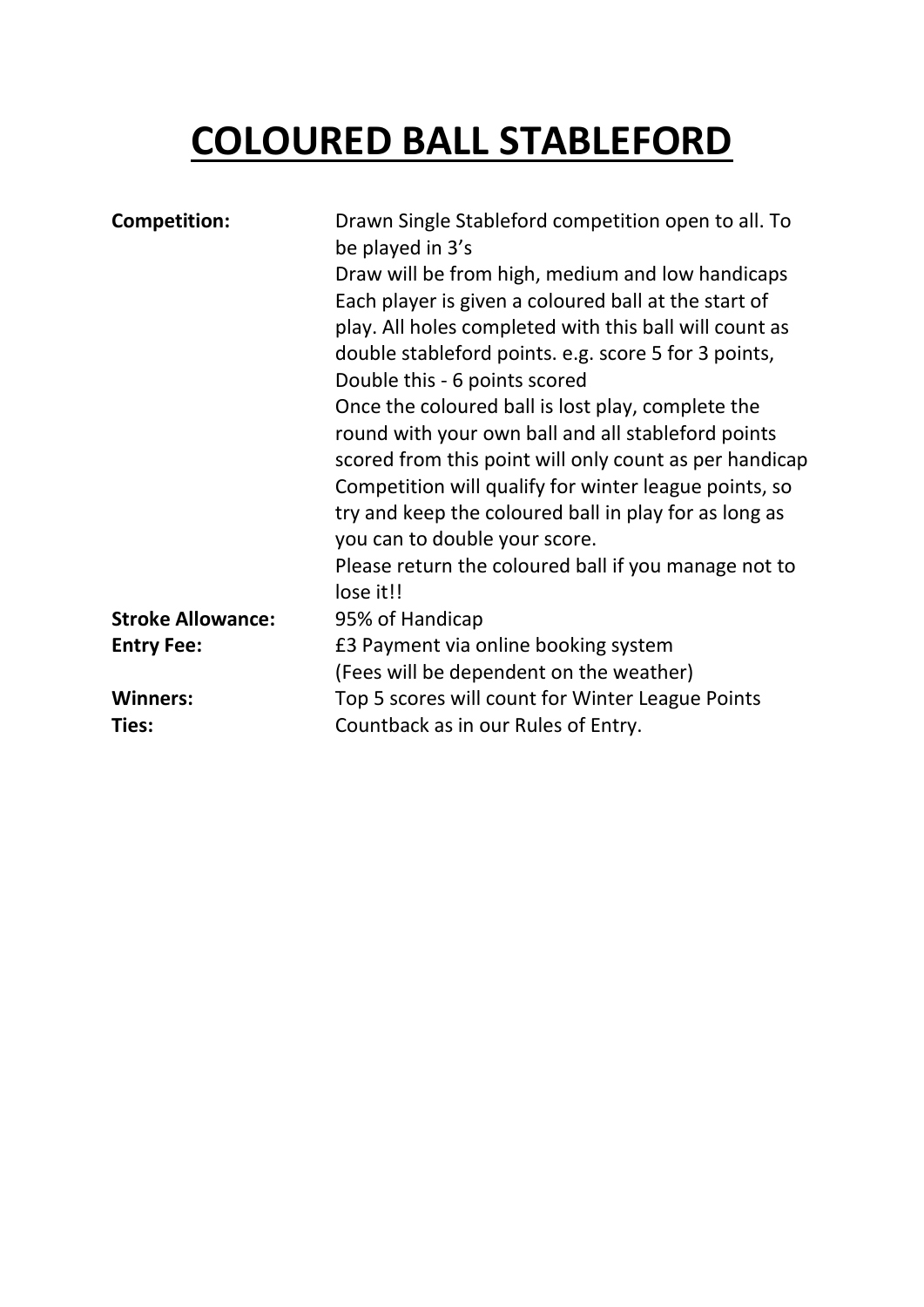# COLOURED BALL STABLEFORD

| | |
|---|---|
| **Competition:** | Drawn Single Stableford competition open to all. To be played in 3's<br>Draw will be from high, medium and low handicaps<br>Each player is given a coloured ball at the start of play. All holes completed with this ball will count as double stableford points. e.g. score 5 for 3 points, Double this - 6 points scored<br>Once the coloured ball is lost play, complete the round with your own ball and all stableford points scored from this point will only count as per handicap<br>Competition will qualify for winter league points, so try and keep the coloured ball in play for as long as you can to double your score.<br>Please return the coloured ball if you manage not to lose it!! |
| **Stroke Allowance:** | 95% of Handicap |
| **Entry Fee:** | £3 Payment via online booking system<br>(Fees will be dependent on the weather) |
| **Winners:** | Top 5 scores will count for Winter League Points |
| **Ties:** | Countback as in our Rules of Entry. |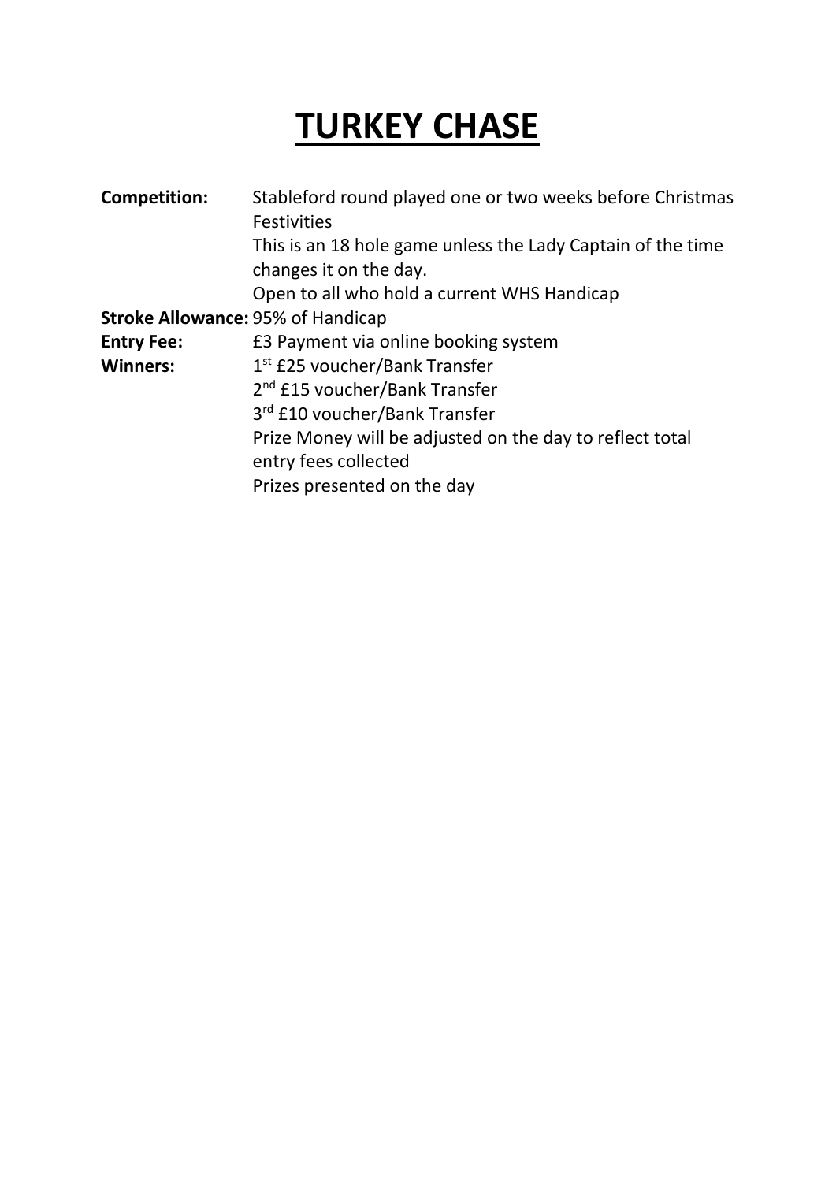# TURKEY CHASE

**Competition:** Stableford round played one or two weeks before Christmas Festivities
This is an 18 hole game unless the Lady Captain of the time changes it on the day.
Open to all who hold a current WHS Handicap

**Stroke Allowance:** 95% of Handicap

**Entry Fee:** £3 Payment via online booking system

**Winners:** 1st £25 voucher/Bank Transfer
2nd £15 voucher/Bank Transfer
3rd £10 voucher/Bank Transfer
Prize Money will be adjusted on the day to reflect total entry fees collected
Prizes presented on the day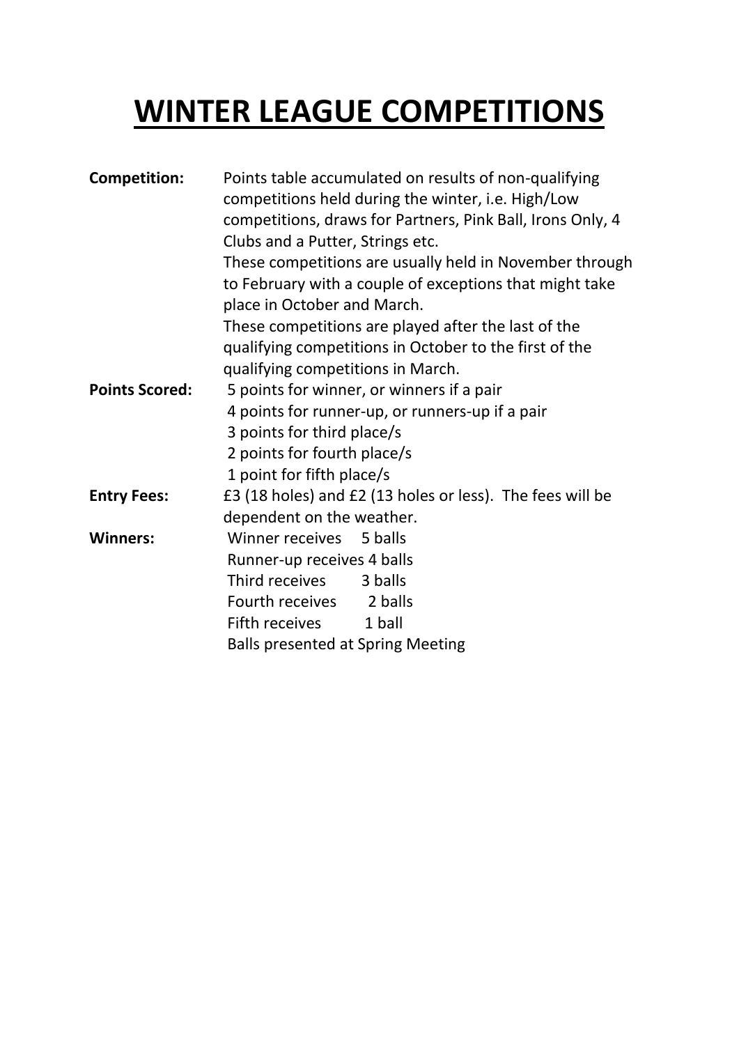# WINTER LEAGUE COMPETITIONS

**Competition:** Points table accumulated on results of non-qualifying competitions held during the winter, i.e. High/Low competitions, draws for Partners, Pink Ball, Irons Only, 4 Clubs and a Putter, Strings etc.

These competitions are usually held in November through to February with a couple of exceptions that might take place in October and March.

These competitions are played after the last of the qualifying competitions in October to the first of the qualifying competitions in March.

**Points Scored:**

5 points for winner, or winners if a pair
4 points for runner-up, or runners-up if a pair
3 points for third place/s
2 points for fourth place/s
1 point for fifth place/s

**Entry Fees:** £3 (18 holes) and £2 (13 holes or less). The fees will be dependent on the weather.

**Winners:**

Winner receives 5 balls
Runner-up receives 4 balls
Third receives 3 balls
Fourth receives 2 balls
Fifth receives 1 ball
Balls presented at Spring Meeting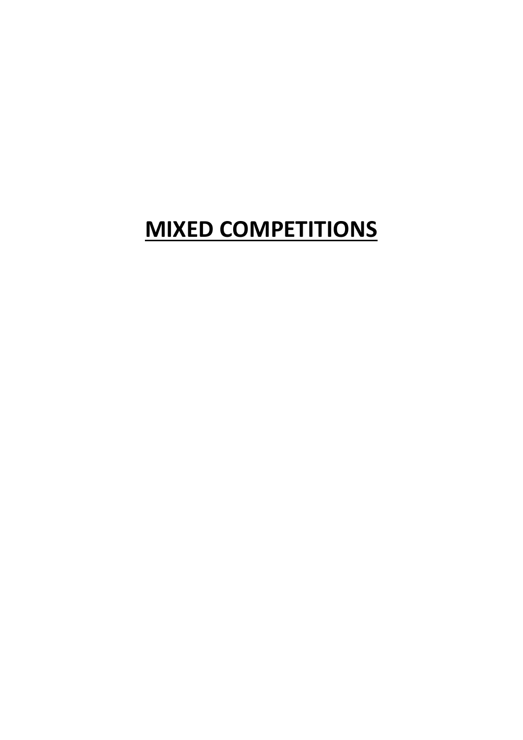# MIXED COMPETITIONS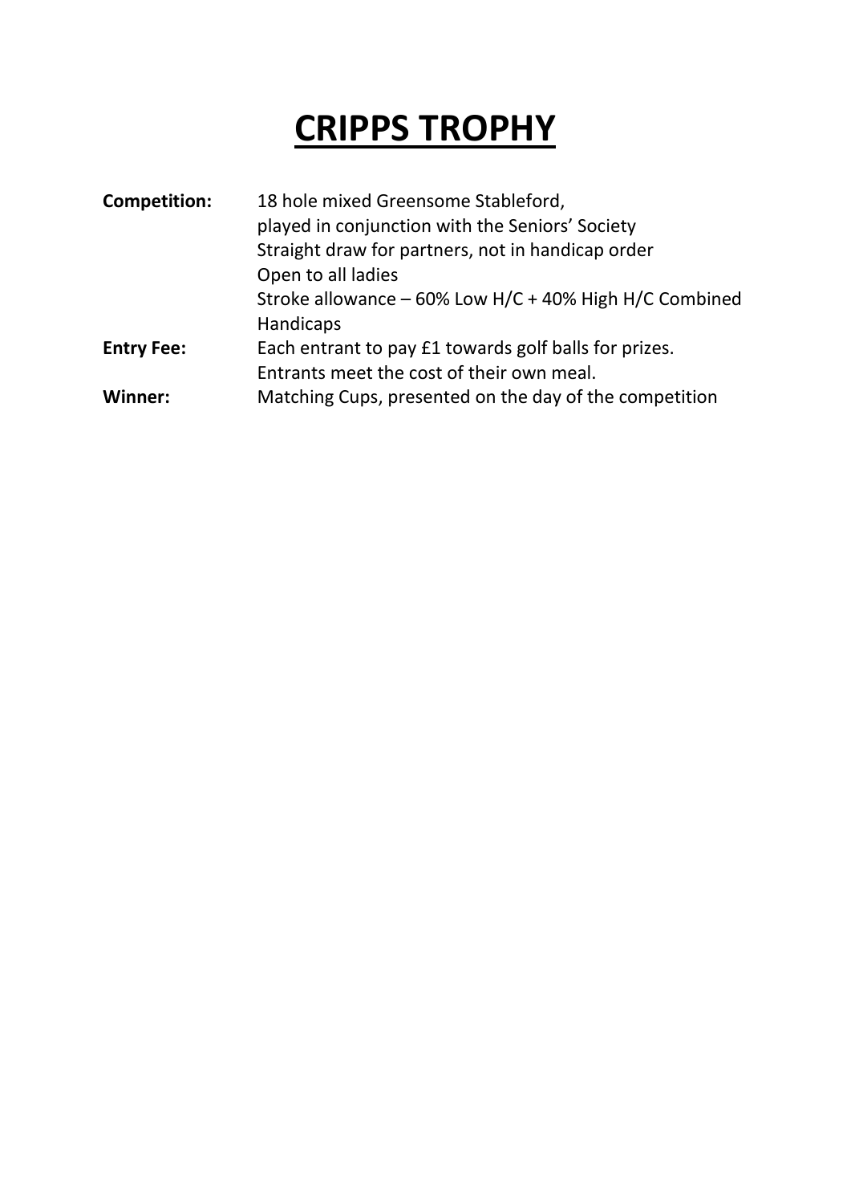# CRIPPS TROPHY

**Competition:** 18 hole mixed Greensome Stableford,
played in conjunction with the Seniors' Society
Straight draw for partners, not in handicap order
Open to all ladies
Stroke allowance – 60% Low H/C + 40% High H/C Combined Handicaps

**Entry Fee:** Each entrant to pay £1 towards golf balls for prizes.
Entrants meet the cost of their own meal.

**Winner:** Matching Cups, presented on the day of the competition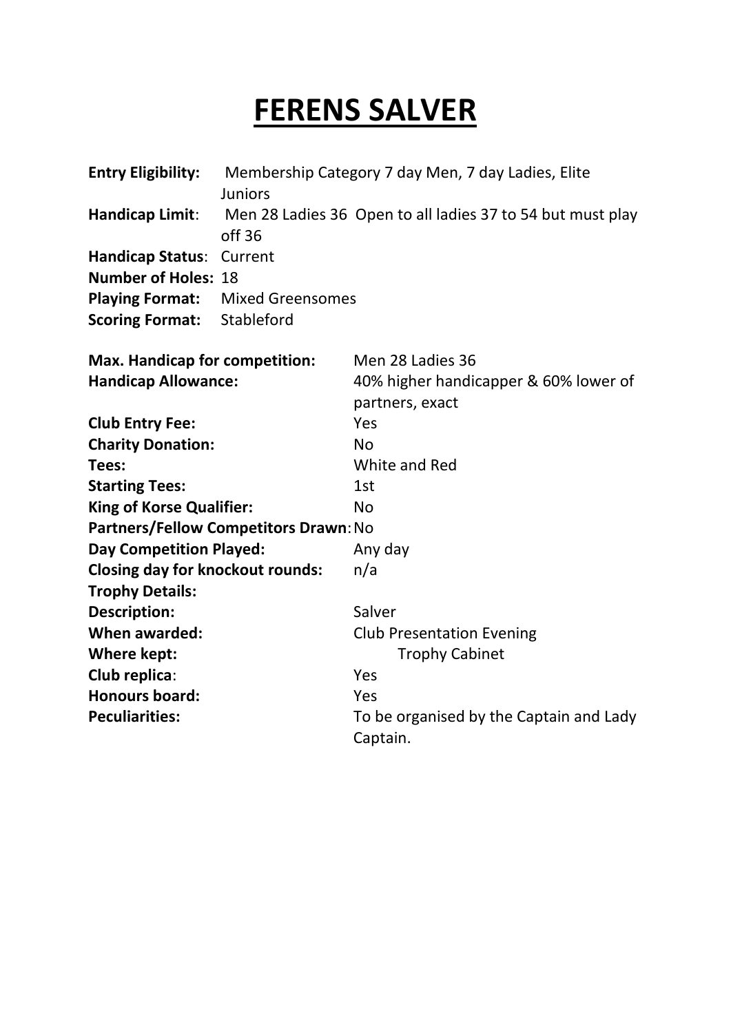# FERENS SALVER

**Entry Eligibility:** Membership Category 7 day Men, 7 day Ladies, Elite Juniors
**Handicap Limit**: Men 28 Ladies 36 Open to all ladies 37 to 54 but must play off 36
**Handicap Status**: Current
**Number of Holes:** 18
**Playing Format:** Mixed Greensomes
**Scoring Format:** Stableford

**Max. Handicap for competition:** Men 28 Ladies 36
**Handicap Allowance:** 40% higher handicapper & 60% lower of partners, exact
**Club Entry Fee:** Yes
**Charity Donation:** No
**Tees:** White and Red
**Starting Tees:** 1st
**King of Korse Qualifier:** No
**Partners/Fellow Competitors Drawn:** No
**Day Competition Played:** Any day
**Closing day for knockout rounds:** n/a
**Trophy Details:**
**Description:** Salver
**When awarded:** Club Presentation Evening
**Where kept:** Trophy Cabinet
**Club replica**: Yes
**Honours board:** Yes
**Peculiarities:** To be organised by the Captain and Lady Captain.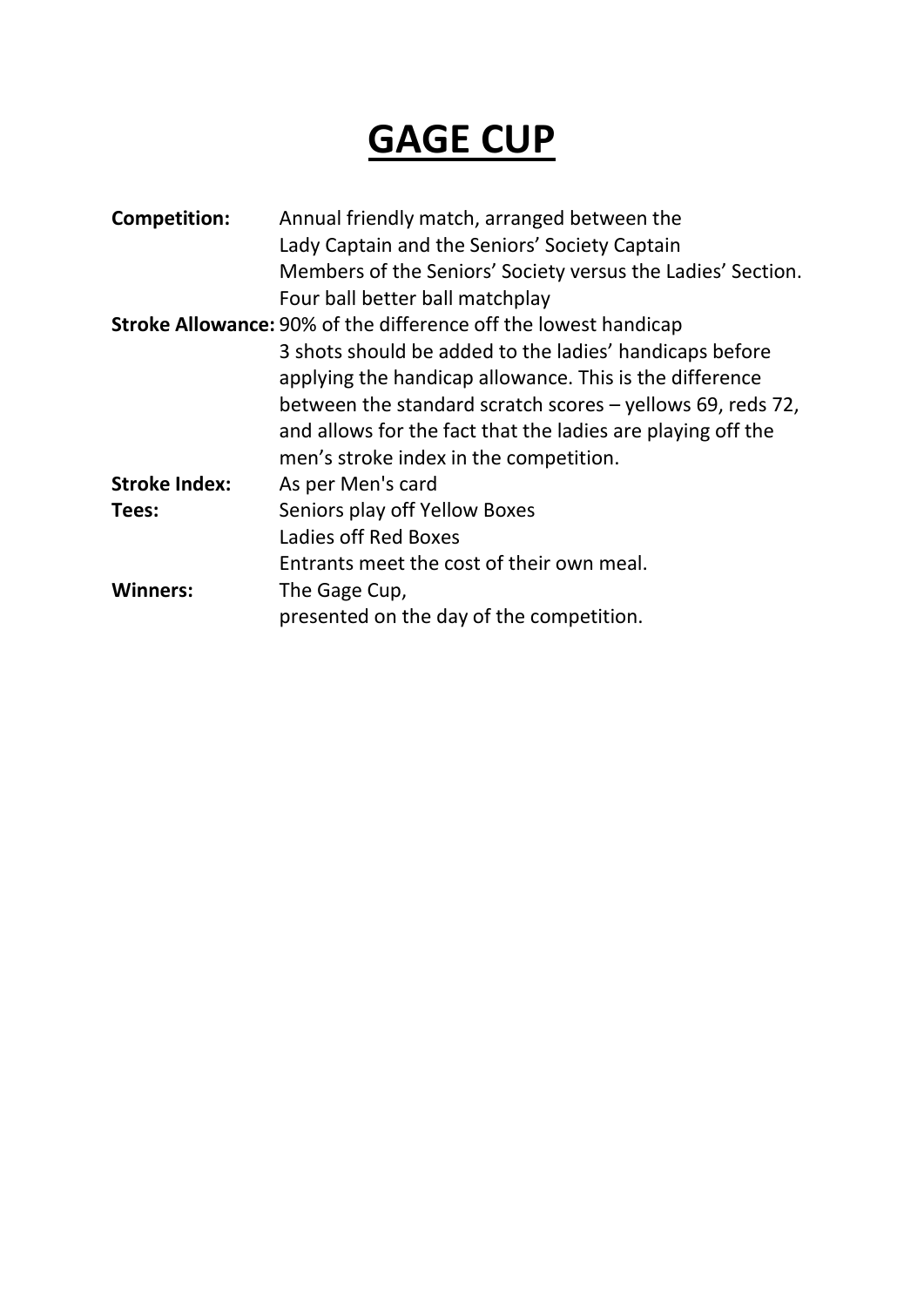# GAGE CUP

**Competition:** Annual friendly match, arranged between the Lady Captain and the Seniors' Society Captain
Members of the Seniors' Society versus the Ladies' Section.
Four ball better ball matchplay

**Stroke Allowance:** 90% of the difference off the lowest handicap
3 shots should be added to the ladies' handicaps before applying the handicap allowance. This is the difference between the standard scratch scores – yellows 69, reds 72, and allows for the fact that the ladies are playing off the men's stroke index in the competition.

**Stroke Index:** As per Men's card

**Tees:** Seniors play off Yellow Boxes
Ladies off Red Boxes
Entrants meet the cost of their own meal.

**Winners:** The Gage Cup,
presented on the day of the competition.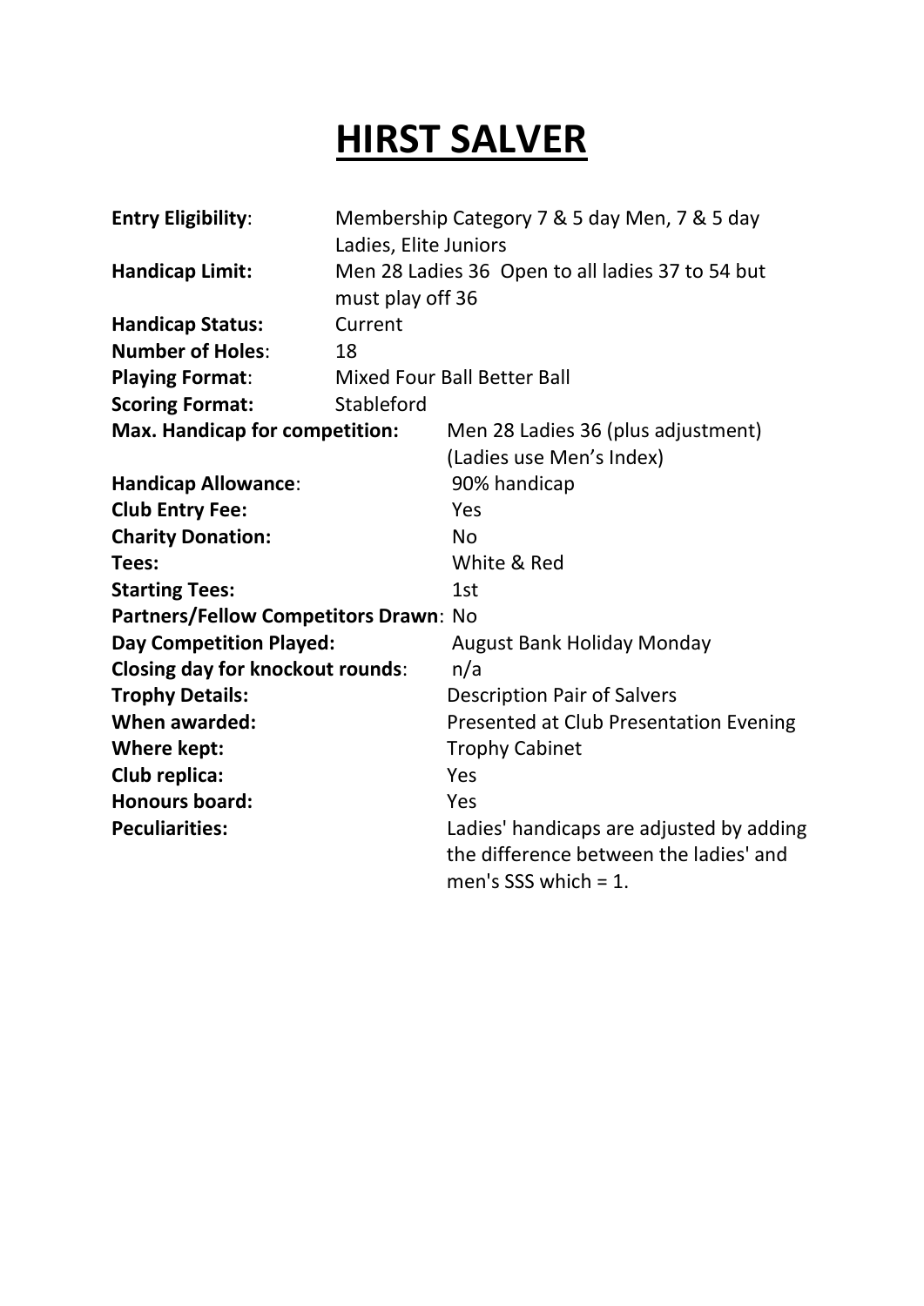# HIRST SALVER

| | |
|---|---|
| **Entry Eligibility**: | Membership Category 7 & 5 day Men, 7 & 5 day Ladies, Elite Juniors |
| **Handicap Limit:** | Men 28 Ladies 36 Open to all ladies 37 to 54 but must play off 36 |
| **Handicap Status:** | Current |
| **Number of Holes**: | 18 |
| **Playing Format**: | Mixed Four Ball Better Ball |
| **Scoring Format:** | Stableford |
| **Max. Handicap for competition:** | Men 28 Ladies 36 (plus adjustment) (Ladies use Men's Index) |
| **Handicap Allowance**: | 90% handicap |
| **Club Entry Fee:** | Yes |
| **Charity Donation:** | No |
| **Tees:** | White & Red |
| **Starting Tees:** | 1st |
| **Partners/Fellow Competitors Drawn**: | No |
| **Day Competition Played:** | August Bank Holiday Monday |
| **Closing day for knockout rounds**: | n/a |
| **Trophy Details:** | Description Pair of Salvers |
| **When awarded:** | Presented at Club Presentation Evening |
| **Where kept:** | Trophy Cabinet |
| **Club replica:** | Yes |
| **Honours board:** | Yes |
| **Peculiarities:** | Ladies' handicaps are adjusted by adding the difference between the ladies' and men's SSS which = 1. |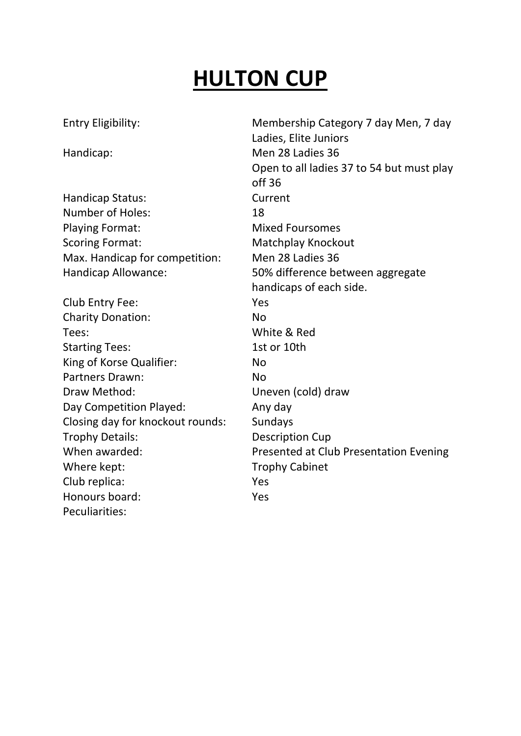# HULTON CUP

| | |
|---|---|
| Entry Eligibility: | Membership Category 7 day Men, 7 day Ladies, Elite Juniors |
| Handicap: | Men 28 Ladies 36<br>Open to all ladies 37 to 54 but must play off 36 |
| Handicap Status: | Current |
| Number of Holes: | 18 |
| Playing Format: | Mixed Foursomes |
| Scoring Format: | Matchplay Knockout |
| Max. Handicap for competition: | Men 28 Ladies 36 |
| Handicap Allowance: | 50% difference between aggregate handicaps of each side. |
| Club Entry Fee: | Yes |
| Charity Donation: | No |
| Tees: | White & Red |
| Starting Tees: | 1st or 10th |
| King of Korse Qualifier: | No |
| Partners Drawn: | No |
| Draw Method: | Uneven (cold) draw |
| Day Competition Played: | Any day |
| Closing day for knockout rounds: | Sundays |
| Trophy Details: | Description Cup |
| When awarded: | Presented at Club Presentation Evening |
| Where kept: | Trophy Cabinet |
| Club replica: | Yes |
| Honours board: | Yes |
| Peculiarities: | |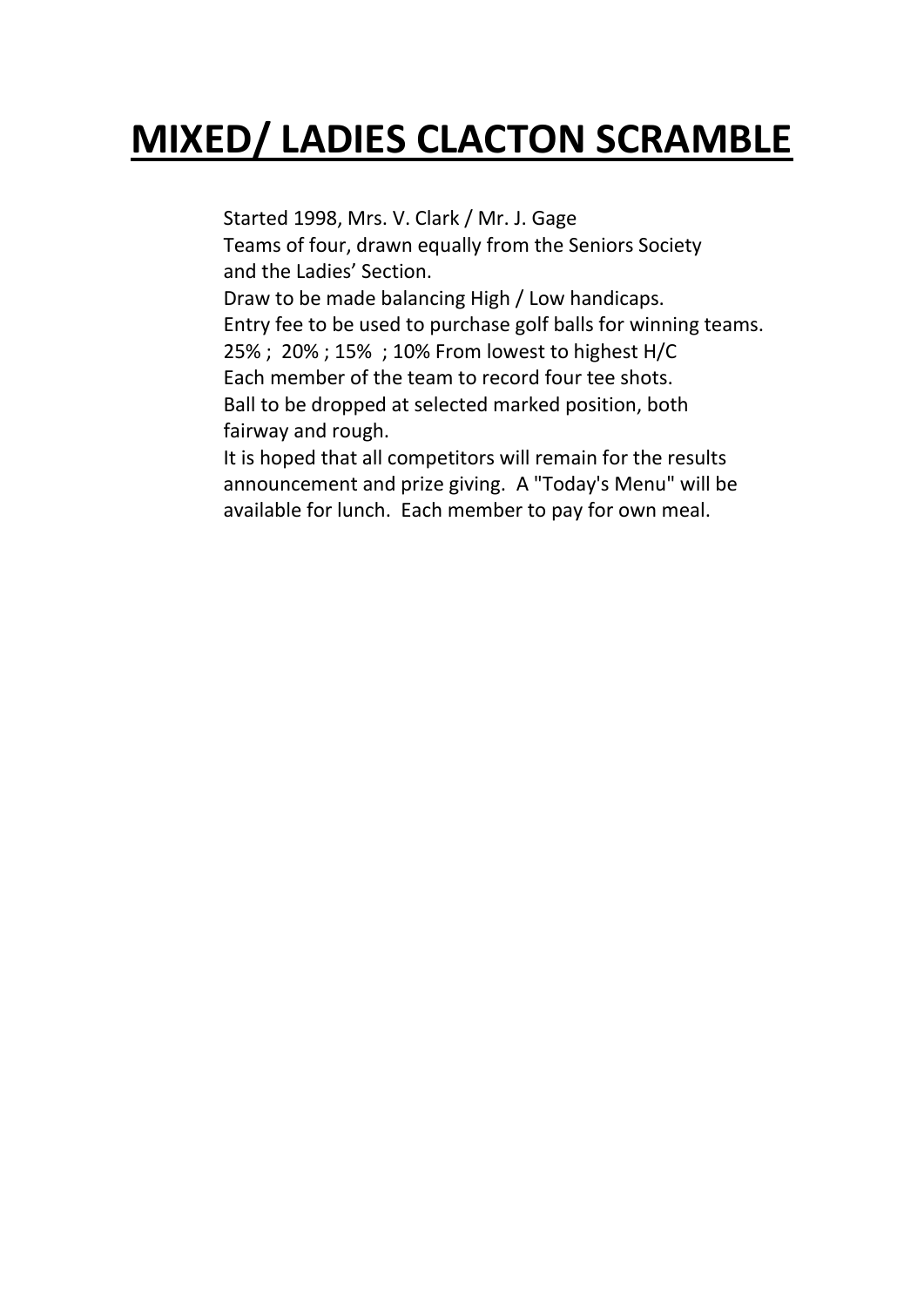# **MIXED/ LADIES CLACTON SCRAMBLE**

Started 1998, Mrs. V. Clark / Mr. J. Gage
Teams of four, drawn equally from the Seniors Society
and the Ladies' Section.
Draw to be made balancing High / Low handicaps.
Entry fee to be used to purchase golf balls for winning teams.
25% ; 20% ; 15% ; 10% From lowest to highest H/C
Each member of the team to record four tee shots.
Ball to be dropped at selected marked position, both
fairway and rough.
It is hoped that all competitors will remain for the results
announcement and prize giving. A "Today's Menu" will be
available for lunch. Each member to pay for own meal.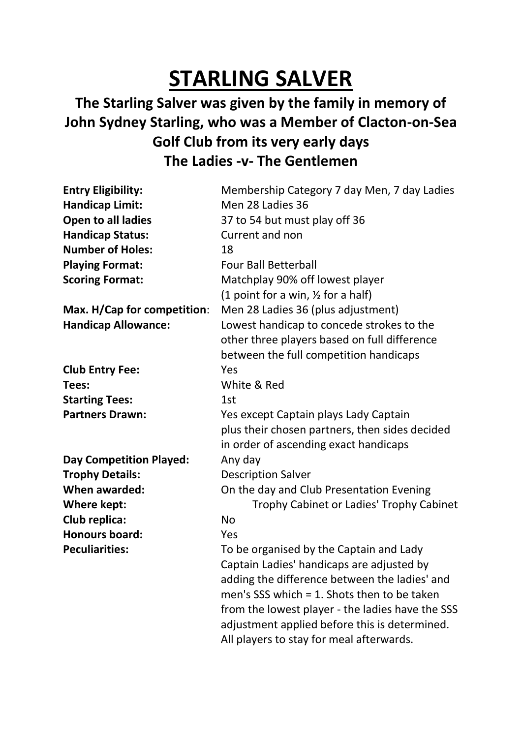# STARLING SALVER

## The Starling Salver was given by the family in memory of John Sydney Starling, who was a Member of Clacton-on-Sea Golf Club from its very early days
## The Ladies -v- The Gentlemen

| | |
|---|---|
| **Entry Eligibility:** | Membership Category 7 day Men, 7 day Ladies |
| **Handicap Limit:** | Men 28 Ladies 36 |
| **Open to all ladies** | 37 to 54 but must play off 36 |
| **Handicap Status:** | Current and non |
| **Number of Holes:** | 18 |
| **Playing Format:** | Four Ball Betterball |
| **Scoring Format:** | Matchplay 90% off lowest player (1 point for a win, ½ for a half) |
| **Max. H/Cap for competition:** | Men 28 Ladies 36 (plus adjustment) |
| **Handicap Allowance:** | Lowest handicap to concede strokes to the other three players based on full difference between the full competition handicaps |
| **Club Entry Fee:** | Yes |
| **Tees:** | White & Red |
| **Starting Tees:** | 1st |
| **Partners Drawn:** | Yes except Captain plays Lady Captain plus their chosen partners, then sides decided in order of ascending exact handicaps |
| **Day Competition Played:** | Any day |
| **Trophy Details:** | Description Salver |
| **When awarded:** | On the day and Club Presentation Evening |
| **Where kept:** | Trophy Cabinet or Ladies' Trophy Cabinet |
| **Club replica:** | No |
| **Honours board:** | Yes |
| **Peculiarities:** | To be organised by the Captain and Lady Captain Ladies' handicaps are adjusted by adding the difference between the ladies' and men's SSS which = 1. Shots then to be taken from the lowest player - the ladies have the SSS adjustment applied before this is determined. All players to stay for meal afterwards. |